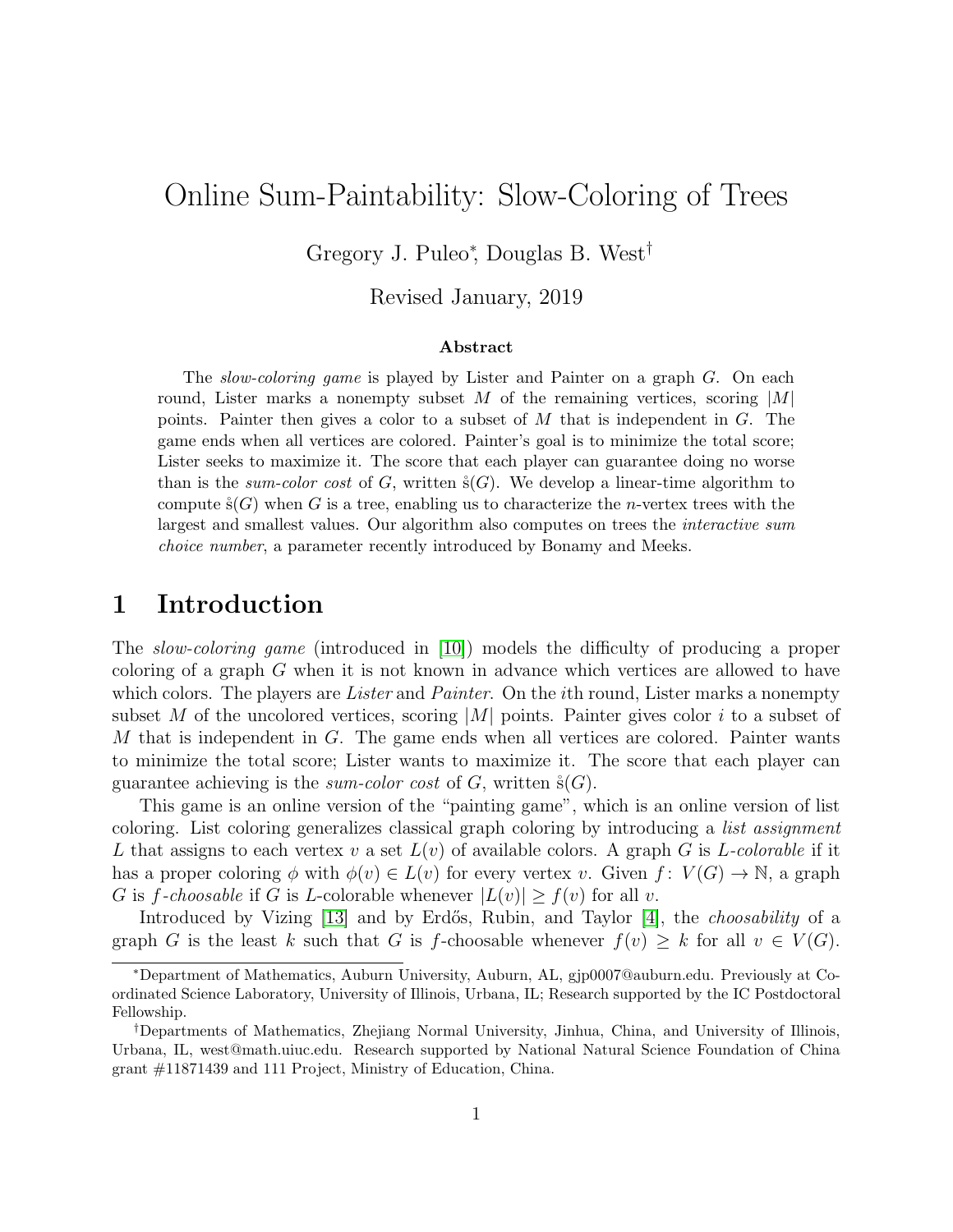# Online Sum-Paintability: Slow-Coloring of Trees

Gregory J. Puleo*, Douglas B. West†

Revised January, 2019

### Abstract

The *slow-coloring game* is played by Lister and Painter on a graph $G$. On each round, Lister marks a nonempty subset $M$ of the remaining vertices, scoring $|M|$ points. Painter then gives a color to a subset of $M$ that is independent in $G$. The game ends when all vertices are colored. Painter's goal is to minimize the total score; Lister seeks to maximize it. The score that each player can guarantee doing no worse than is the *sum-color cost* of $G$, written $\mathring{s}(G)$. We develop a linear-time algorithm to compute $\mathring{s}(G)$ when $G$ is a tree, enabling us to characterize the $n$-vertex trees with the largest and smallest values. Our algorithm also computes on trees the *interactive sum choice number*, a parameter recently introduced by Bonamy and Meeks.

## 1 Introduction

The *slow-coloring game* (introduced in [10]) models the difficulty of producing a proper coloring of a graph $G$ when it is not known in advance which vertices are allowed to have which colors. The players are *Lister* and *Painter*. On the $i$th round, Lister marks a nonempty subset $M$ of the uncolored vertices, scoring $|M|$ points. Painter gives color $i$ to a subset of $M$ that is independent in $G$. The game ends when all vertices are colored. Painter wants to minimize the total score; Lister wants to maximize it. The score that each player can guarantee achieving is the *sum-color cost* of $G$, written $\mathring{s}(G)$.

This game is an online version of the "painting game", which is an online version of list coloring. List coloring generalizes classical graph coloring by introducing a *list assignment* $L$ that assigns to each vertex $v$ a set $L(v)$ of available colors. A graph $G$ is *$L$-colorable* if it has a proper coloring $\phi$ with $\phi(v) \in L(v)$ for every vertex $v$. Given $f\colon V(G) \to \mathbb{N}$, a graph $G$ is *$f$-choosable* if $G$ is $L$-colorable whenever $|L(v)| \geq f(v)$ for all $v$.

Introduced by Vizing [13] and by Erdős, Rubin, and Taylor [4], the *choosability* of a graph $G$ is the least $k$ such that $G$ is $f$-choosable whenever $f(v) \geq k$ for all $v \in V(G)$.

---

*Department of Mathematics, Auburn University, Auburn, AL, gjp0007@auburn.edu. Previously at Coordinated Science Laboratory, University of Illinois, Urbana, IL; Research supported by the IC Postdoctoral Fellowship.

†Departments of Mathematics, Zhejiang Normal University, Jinhua, China, and University of Illinois, Urbana, IL, west@math.uiuc.edu. Research supported by National Natural Science Foundation of China grant #11871439 and 111 Project, Ministry of Education, China.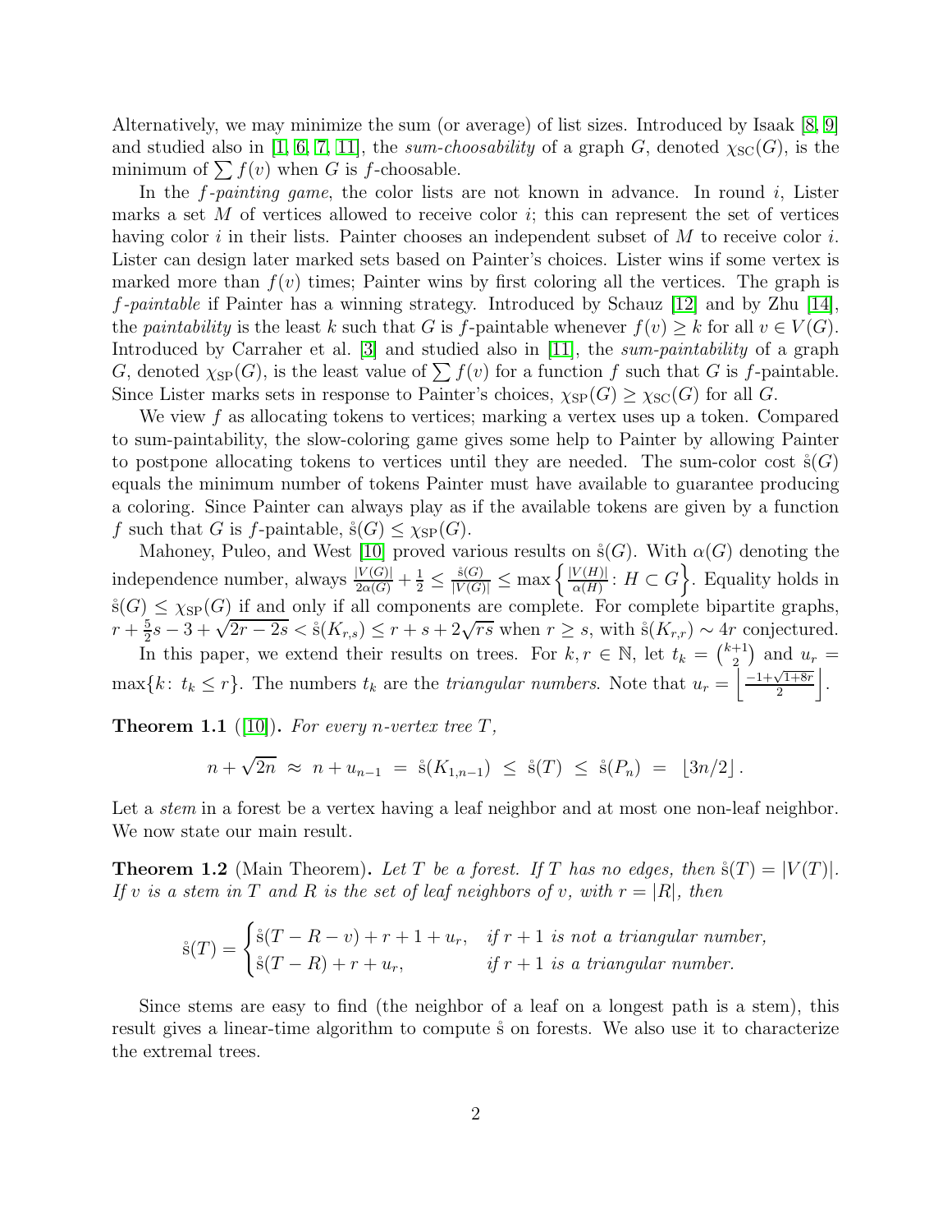Alternatively, we may minimize the sum (or average) of list sizes. Introduced by Isaak [8, 9] and studied also in [1, 6, 7, 11], the *sum-choosability* of a graph $G$, denoted $\chi_{\mathrm{SC}}(G)$, is the minimum of $\sum f(v)$ when $G$ is $f$-choosable.

In the *$f$-painting game*, the color lists are not known in advance. In round $i$, Lister marks a set $M$ of vertices allowed to receive color $i$; this can represent the set of vertices having color $i$ in their lists. Painter chooses an independent subset of $M$ to receive color $i$. Lister can design later marked sets based on Painter's choices. Lister wins if some vertex is marked more than $f(v)$ times; Painter wins by first coloring all the vertices. The graph is *$f$-paintable* if Painter has a winning strategy. Introduced by Schauz [12] and by Zhu [14], the *paintability* is the least $k$ such that $G$ is $f$-paintable whenever $f(v) \geq k$ for all $v \in V(G)$. Introduced by Carraher et al. [3] and studied also in [11], the *sum-paintability* of a graph $G$, denoted $\chi_{\mathrm{SP}}(G)$, is the least value of $\sum f(v)$ for a function $f$ such that $G$ is $f$-paintable. Since Lister marks sets in response to Painter's choices, $\chi_{\mathrm{SP}}(G) \geq \chi_{\mathrm{SC}}(G)$ for all $G$.

We view $f$ as allocating tokens to vertices; marking a vertex uses up a token. Compared to sum-paintability, the slow-coloring game gives some help to Painter by allowing Painter to postpone allocating tokens to vertices until they are needed. The sum-color cost $\mathring{s}(G)$ equals the minimum number of tokens Painter must have available to guarantee producing a coloring. Since Painter can always play as if the available tokens are given by a function $f$ such that $G$ is $f$-paintable, $\mathring{s}(G) \leq \chi_{\mathrm{SP}}(G)$.

Mahoney, Puleo, and West [10] proved various results on $\mathring{s}(G)$. With $\alpha(G)$ denoting the independence number, always $\frac{|V(G)|}{2\alpha(G)} + \frac{1}{2} \leq \frac{\mathring{s}(G)}{|V(G)|} \leq \max\left\{\frac{|V(H)|}{\alpha(H)} \colon H \subset G\right\}$. Equality holds in $\mathring{s}(G) \leq \chi_{\mathrm{SP}}(G)$ if and only if all components are complete. For complete bipartite graphs, $r + \frac{5}{2}s - 3 + \sqrt{2r-2s} < \mathring{s}(K_{r,s}) \leq r + s + 2\sqrt{rs}$ when $r \geq s$, with $\mathring{s}(K_{r,r}) \sim 4r$ conjectured.

In this paper, we extend their results on trees. For $k, r \in \mathbb{N}$, let $t_k = \binom{k+1}{2}$ and $u_r = \max\{k \colon t_k \leq r\}$. The numbers $t_k$ are the *triangular numbers*. Note that $u_r = \left\lfloor \frac{-1+\sqrt{1+8r}}{2} \right\rfloor$.

**Theorem 1.1** ([10]). *For every $n$-vertex tree $T$,*

$$n + \sqrt{2n} \;\approx\; n + u_{n-1} \;=\; \mathring{s}(K_{1,n-1}) \;\leq\; \mathring{s}(T) \;\leq\; \mathring{s}(P_n) \;=\; \lfloor 3n/2 \rfloor .$$

Let a *stem* in a forest be a vertex having a leaf neighbor and at most one non-leaf neighbor. We now state our main result.

**Theorem 1.2** (Main Theorem). *Let $T$ be a forest. If $T$ has no edges, then $\mathring{s}(T) = |V(T)|$. If $v$ is a stem in $T$ and $R$ is the set of leaf neighbors of $v$, with $r = |R|$, then*

$$\mathring{s}(T) = \begin{cases} \mathring{s}(T - R - v) + r + 1 + u_r, & \text{if } r+1 \text{ is not a triangular number,} \\ \mathring{s}(T - R) + r + u_r, & \text{if } r+1 \text{ is a triangular number.} \end{cases}$$

Since stems are easy to find (the neighbor of a leaf on a longest path is a stem), this result gives a linear-time algorithm to compute $\mathring{s}$ on forests. We also use it to characterize the extremal trees.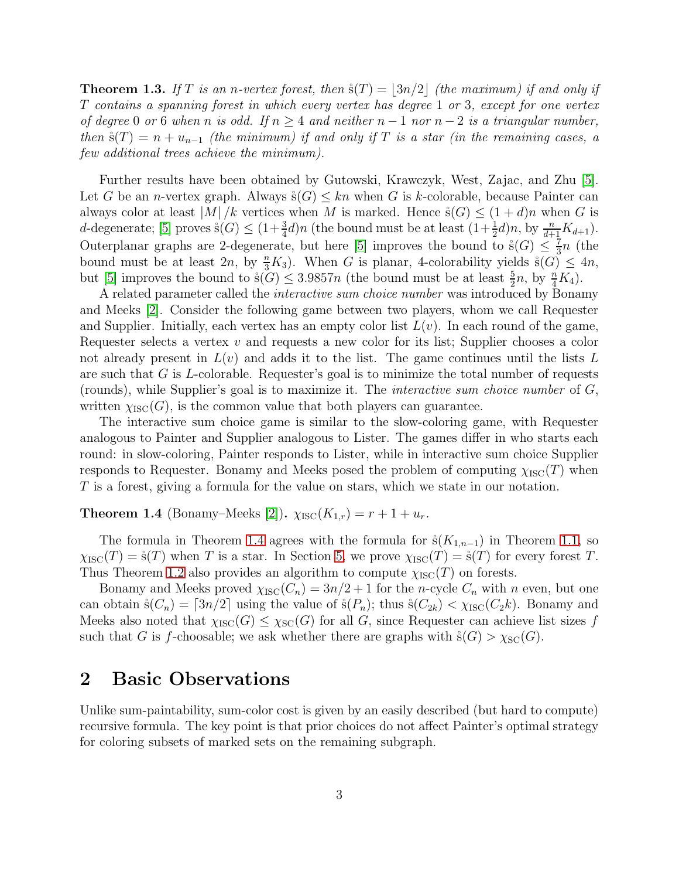**Theorem 1.3.** *If $T$ is an $n$-vertex forest, then $\mathring{s}(T) = \lfloor 3n/2 \rfloor$ (the maximum) if and only if $T$ contains a spanning forest in which every vertex has degree 1 or 3, except for one vertex of degree 0 or 6 when $n$ is odd. If $n \geq 4$ and neither $n-1$ nor $n-2$ is a triangular number, then $\mathring{s}(T) = n + u_{n-1}$ (the minimum) if and only if $T$ is a star (in the remaining cases, a few additional trees achieve the minimum).*

Further results have been obtained by Gutowski, Krawczyk, West, Zajac, and Zhu [5]. Let $G$ be an $n$-vertex graph. Always $\mathring{s}(G) \leq kn$ when $G$ is $k$-colorable, because Painter can always color at least $|M|/k$ vertices when $M$ is marked. Hence $\mathring{s}(G) \leq (1+d)n$ when $G$ is $d$-degenerate; [5] proves $\mathring{s}(G) \leq (1+\frac{3}{4}d)n$ (the bound must be at least $(1+\frac{1}{2}d)n$, by $\frac{n}{d+1}K_{d+1}$). Outerplanar graphs are 2-degenerate, but here [5] improves the bound to $\mathring{s}(G) \leq \frac{7}{3}n$ (the bound must be at least $2n$, by $\frac{n}{3}K_3$). When $G$ is planar, 4-colorability yields $\mathring{s}(G) \leq 4n$, but [5] improves the bound to $\mathring{s}(G) \leq 3.9857n$ (the bound must be at least $\frac{5}{2}n$, by $\frac{n}{4}K_4$).

A related parameter called the *interactive sum choice number* was introduced by Bonamy and Meeks [2]. Consider the following game between two players, whom we call Requester and Supplier. Initially, each vertex has an empty color list $L(v)$. In each round of the game, Requester selects a vertex $v$ and requests a new color for its list; Supplier chooses a color not already present in $L(v)$ and adds it to the list. The game continues until the lists $L$ are such that $G$ is $L$-colorable. Requester's goal is to minimize the total number of requests (rounds), while Supplier's goal is to maximize it. The *interactive sum choice number* of $G$, written $\chi_{\text{ISC}}(G)$, is the common value that both players can guarantee.

The interactive sum choice game is similar to the slow-coloring game, with Requester analogous to Painter and Supplier analogous to Lister. The games differ in who starts each round: in slow-coloring, Painter responds to Lister, while in interactive sum choice Supplier responds to Requester. Bonamy and Meeks posed the problem of computing $\chi_{\text{ISC}}(T)$ when $T$ is a forest, giving a formula for the value on stars, which we state in our notation.

**Theorem 1.4** (Bonamy–Meeks [2])**.** $\chi_{\text{ISC}}(K_{1,r}) = r + 1 + u_r$.

The formula in Theorem 1.4 agrees with the formula for $\mathring{s}(K_{1,n-1})$ in Theorem 1.1, so $\chi_{\text{ISC}}(T) = \mathring{s}(T)$ when $T$ is a star. In Section 5, we prove $\chi_{\text{ISC}}(T) = \mathring{s}(T)$ for every forest $T$. Thus Theorem 1.2 also provides an algorithm to compute $\chi_{\text{ISC}}(T)$ on forests.

Bonamy and Meeks proved $\chi_{\text{ISC}}(C_n) = 3n/2 + 1$ for the $n$-cycle $C_n$ with $n$ even, but one can obtain $\mathring{s}(C_n) = \lceil 3n/2 \rceil$ using the value of $\mathring{s}(P_n)$; thus $\mathring{s}(C_{2k}) < \chi_{\text{ISC}}(C_2k)$. Bonamy and Meeks also noted that $\chi_{\text{ISC}}(G) \leq \chi_{\text{SC}}(G)$ for all $G$, since Requester can achieve list sizes $f$ such that $G$ is $f$-choosable; we ask whether there are graphs with $\mathring{s}(G) > \chi_{\text{SC}}(G)$.

## 2 Basic Observations

Unlike sum-paintability, sum-color cost is given by an easily described (but hard to compute) recursive formula. The key point is that prior choices do not affect Painter's optimal strategy for coloring subsets of marked sets on the remaining subgraph.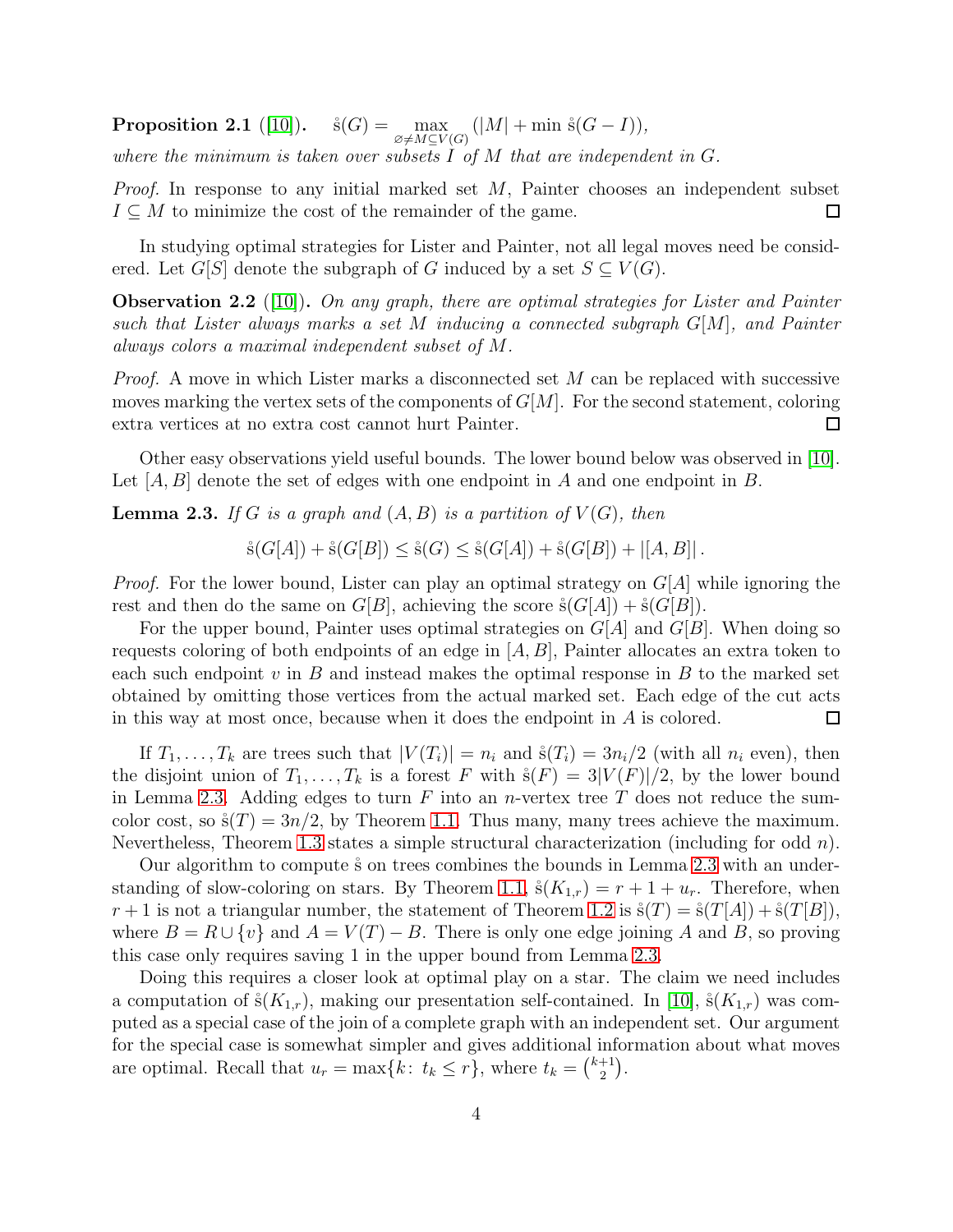**Proposition 2.1** ([10]). $\mathring{s}(G) = \max_{\varnothing \neq M \subseteq V(G)} (|M| + \min \mathring{s}(G - I))$, *where the minimum is taken over subsets $I$ of $M$ that are independent in $G$.*

*Proof.* In response to any initial marked set $M$, Painter chooses an independent subset $I \subseteq M$ to minimize the cost of the remainder of the game. $\square$

In studying optimal strategies for Lister and Painter, not all legal moves need be considered. Let $G[S]$ denote the subgraph of $G$ induced by a set $S \subseteq V(G)$.

**Observation 2.2** ([10]). *On any graph, there are optimal strategies for Lister and Painter such that Lister always marks a set $M$ inducing a connected subgraph $G[M]$, and Painter always colors a maximal independent subset of $M$.*

*Proof.* A move in which Lister marks a disconnected set $M$ can be replaced with successive moves marking the vertex sets of the components of $G[M]$. For the second statement, coloring extra vertices at no extra cost cannot hurt Painter. $\square$

Other easy observations yield useful bounds. The lower bound below was observed in [10]. Let $[A, B]$ denote the set of edges with one endpoint in $A$ and one endpoint in $B$.

**Lemma 2.3.** *If $G$ is a graph and $(A, B)$ is a partition of $V(G)$, then*

$$\mathring{s}(G[A]) + \mathring{s}(G[B]) \leq \mathring{s}(G) \leq \mathring{s}(G[A]) + \mathring{s}(G[B]) + |[A, B]|.$$

*Proof.* For the lower bound, Lister can play an optimal strategy on $G[A]$ while ignoring the rest and then do the same on $G[B]$, achieving the score $\mathring{s}(G[A]) + \mathring{s}(G[B])$.

For the upper bound, Painter uses optimal strategies on $G[A]$ and $G[B]$. When doing so requests coloring of both endpoints of an edge in $[A, B]$, Painter allocates an extra token to each such endpoint $v$ in $B$ and instead makes the optimal response in $B$ to the marked set obtained by omitting those vertices from the actual marked set. Each edge of the cut acts in this way at most once, because when it does the endpoint in $A$ is colored. $\square$

If $T_1, \ldots, T_k$ are trees such that $|V(T_i)| = n_i$ and $\mathring{s}(T_i) = 3n_i/2$ (with all $n_i$ even), then the disjoint union of $T_1, \ldots, T_k$ is a forest $F$ with $\mathring{s}(F) = 3|V(F)|/2$, by the lower bound in Lemma 2.3. Adding edges to turn $F$ into an $n$-vertex tree $T$ does not reduce the sum-color cost, so $\mathring{s}(T) = 3n/2$, by Theorem 1.1. Thus many, many trees achieve the maximum. Nevertheless, Theorem 1.3 states a simple structural characterization (including for odd $n$).

Our algorithm to compute $\mathring{s}$ on trees combines the bounds in Lemma 2.3 with an understanding of slow-coloring on stars. By Theorem 1.1, $\mathring{s}(K_{1,r}) = r + 1 + u_r$. Therefore, when $r + 1$ is not a triangular number, the statement of Theorem 1.2 is $\mathring{s}(T) = \mathring{s}(T[A]) + \mathring{s}(T[B])$, where $B = R \cup \{v\}$ and $A = V(T) - B$. There is only one edge joining $A$ and $B$, so proving this case only requires saving 1 in the upper bound from Lemma 2.3.

Doing this requires a closer look at optimal play on a star. The claim we need includes a computation of $\mathring{s}(K_{1,r})$, making our presentation self-contained. In [10], $\mathring{s}(K_{1,r})$ was computed as a special case of the join of a complete graph with an independent set. Our argument for the special case is somewhat simpler and gives additional information about what moves are optimal. Recall that $u_r = \max\{k\colon\ t_k \leq r\}$, where $t_k = \binom{k+1}{2}$.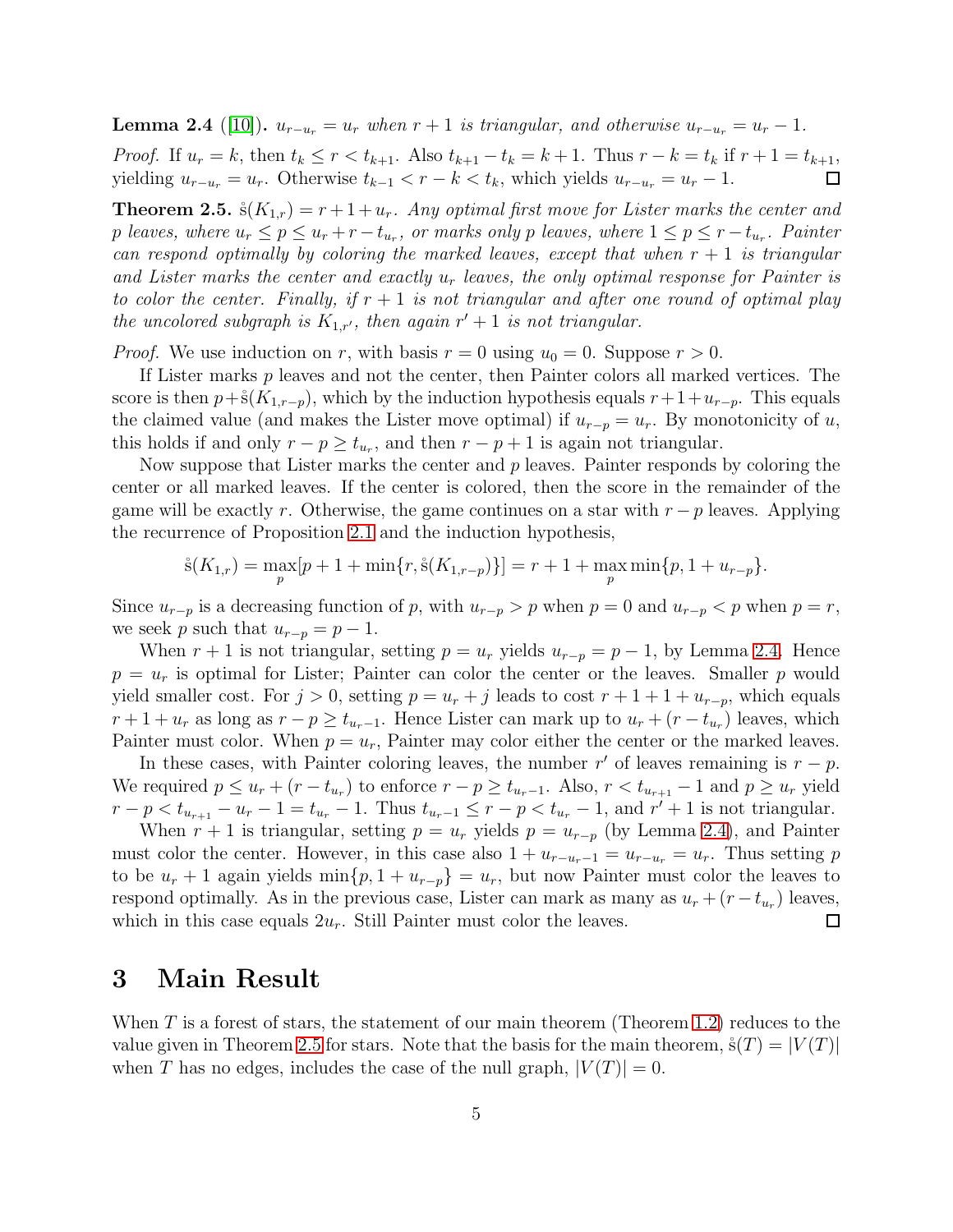**Lemma 2.4** ([10]). *$u_{r-u_r} = u_r$ when $r+1$ is triangular, and otherwise $u_{r-u_r} = u_r - 1$.*

*Proof.* If $u_r = k$, then $t_k \le r < t_{k+1}$. Also $t_{k+1} - t_k = k+1$. Thus $r - k = t_k$ if $r+1 = t_{k+1}$, yielding $u_{r-u_r} = u_r$. Otherwise $t_{k-1} < r - k < t_k$, which yields $u_{r-u_r} = u_r - 1$. □

**Theorem 2.5.** *$\mathring{s}(K_{1,r}) = r + 1 + u_r$. Any optimal first move for Lister marks the center and $p$ leaves, where $u_r \le p \le u_r + r - t_{u_r}$, or marks only $p$ leaves, where $1 \le p \le r - t_{u_r}$. Painter can respond optimally by coloring the marked leaves, except that when $r+1$ is triangular and Lister marks the center and exactly $u_r$ leaves, the only optimal response for Painter is to color the center. Finally, if $r+1$ is not triangular and after one round of optimal play the uncolored subgraph is $K_{1,r'}$, then again $r'+1$ is not triangular.*

*Proof.* We use induction on $r$, with basis $r = 0$ using $u_0 = 0$. Suppose $r > 0$.

If Lister marks $p$ leaves and not the center, then Painter colors all marked vertices. The score is then $p + \mathring{s}(K_{1,r-p})$, which by the induction hypothesis equals $r + 1 + u_{r-p}$. This equals the claimed value (and makes the Lister move optimal) if $u_{r-p} = u_r$. By monotonicity of $u$, this holds if and only $r - p \ge t_{u_r}$, and then $r - p + 1$ is again not triangular.

Now suppose that Lister marks the center and $p$ leaves. Painter responds by coloring the center or all marked leaves. If the center is colored, then the score in the remainder of the game will be exactly $r$. Otherwise, the game continues on a star with $r - p$ leaves. Applying the recurrence of Proposition 2.1 and the induction hypothesis,

$$\mathring{s}(K_{1,r}) = \max_p [p + 1 + \min\{r, \mathring{s}(K_{1,r-p})\}] = r + 1 + \max_p \min\{p, 1 + u_{r-p}\}.$$

Since $u_{r-p}$ is a decreasing function of $p$, with $u_{r-p} > p$ when $p = 0$ and $u_{r-p} < p$ when $p = r$, we seek $p$ such that $u_{r-p} = p - 1$.

When $r+1$ is not triangular, setting $p = u_r$ yields $u_{r-p} = p - 1$, by Lemma 2.4. Hence $p = u_r$ is optimal for Lister; Painter can color the center or the leaves. Smaller $p$ would yield smaller cost. For $j > 0$, setting $p = u_r + j$ leads to cost $r + 1 + 1 + u_{r-p}$, which equals $r + 1 + u_r$ as long as $r - p \ge t_{u_r - 1}$. Hence Lister can mark up to $u_r + (r - t_{u_r})$ leaves, which Painter must color. When $p = u_r$, Painter may color either the center or the marked leaves.

In these cases, with Painter coloring leaves, the number $r'$ of leaves remaining is $r - p$. We required $p \le u_r + (r - t_{u_r})$ to enforce $r - p \ge t_{u_r - 1}$. Also, $r < t_{u_{r+1}} - 1$ and $p \ge u_r$ yield $r - p < t_{u_{r+1}} - u_r - 1 = t_{u_r} - 1$. Thus $t_{u_r - 1} \le r - p < t_{u_r} - 1$, and $r' + 1$ is not triangular.

When $r+1$ is triangular, setting $p = u_r$ yields $p = u_{r-p}$ (by Lemma 2.4), and Painter must color the center. However, in this case also $1 + u_{r-u_r-1} = u_{r-u_r} = u_r$. Thus setting $p$ to be $u_r + 1$ again yields $\min\{p, 1 + u_{r-p}\} = u_r$, but now Painter must color the leaves to respond optimally. As in the previous case, Lister can mark as many as $u_r + (r - t_{u_r})$ leaves, which in this case equals $2u_r$. Still Painter must color the leaves. □

# 3 Main Result

When $T$ is a forest of stars, the statement of our main theorem (Theorem 1.2) reduces to the value given in Theorem 2.5 for stars. Note that the basis for the main theorem, $\mathring{s}(T) = |V(T)|$ when $T$ has no edges, includes the case of the null graph, $|V(T)| = 0$.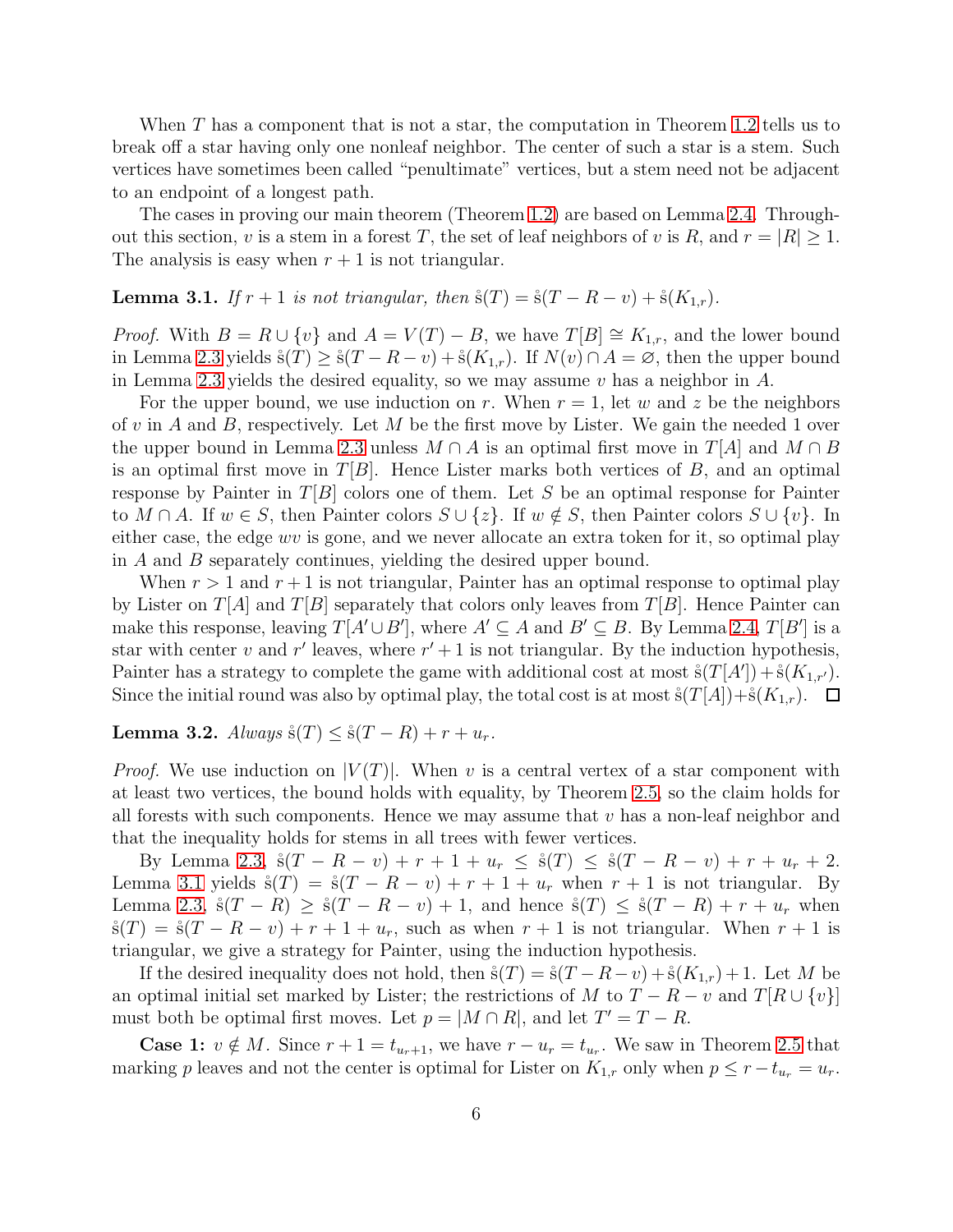When $T$ has a component that is not a star, the computation in Theorem 1.2 tells us to break off a star having only one nonleaf neighbor. The center of such a star is a stem. Such vertices have sometimes been called "penultimate" vertices, but a stem need not be adjacent to an endpoint of a longest path.

The cases in proving our main theorem (Theorem 1.2) are based on Lemma 2.4. Throughout this section, $v$ is a stem in a forest $T$, the set of leaf neighbors of $v$ is $R$, and $r = |R| \geq 1$. The analysis is easy when $r + 1$ is not triangular.

**Lemma 3.1.** *If $r + 1$ is not triangular, then $\mathring{s}(T) = \mathring{s}(T - R - v) + \mathring{s}(K_{1,r})$.*

*Proof.* With $B = R \cup \{v\}$ and $A = V(T) - B$, we have $T[B] \cong K_{1,r}$, and the lower bound in Lemma 2.3 yields $\mathring{s}(T) \geq \mathring{s}(T - R - v) + \mathring{s}(K_{1,r})$. If $N(v) \cap A = \varnothing$, then the upper bound in Lemma 2.3 yields the desired equality, so we may assume $v$ has a neighbor in $A$.

For the upper bound, we use induction on $r$. When $r = 1$, let $w$ and $z$ be the neighbors of $v$ in $A$ and $B$, respectively. Let $M$ be the first move by Lister. We gain the needed 1 over the upper bound in Lemma 2.3 unless $M \cap A$ is an optimal first move in $T[A]$ and $M \cap B$ is an optimal first move in $T[B]$. Hence Lister marks both vertices of $B$, and an optimal response by Painter in $T[B]$ colors one of them. Let $S$ be an optimal response for Painter to $M \cap A$. If $w \in S$, then Painter colors $S \cup \{z\}$. If $w \notin S$, then Painter colors $S \cup \{v\}$. In either case, the edge $wv$ is gone, and we never allocate an extra token for it, so optimal play in $A$ and $B$ separately continues, yielding the desired upper bound.

When $r > 1$ and $r + 1$ is not triangular, Painter has an optimal response to optimal play by Lister on $T[A]$ and $T[B]$ separately that colors only leaves from $T[B]$. Hence Painter can make this response, leaving $T[A' \cup B']$, where $A' \subseteq A$ and $B' \subseteq B$. By Lemma 2.4, $T[B']$ is a star with center $v$ and $r'$ leaves, where $r' + 1$ is not triangular. By the induction hypothesis, Painter has a strategy to complete the game with additional cost at most $\mathring{s}(T[A']) + \mathring{s}(K_{1,r'})$. Since the initial round was also by optimal play, the total cost is at most $\mathring{s}(T[A]) + \mathring{s}(K_{1,r})$. $\square$

**Lemma 3.2.** *Always $\mathring{s}(T) \leq \mathring{s}(T - R) + r + u_r$.*

*Proof.* We use induction on $|V(T)|$. When $v$ is a central vertex of a star component with at least two vertices, the bound holds with equality, by Theorem 2.5, so the claim holds for all forests with such components. Hence we may assume that $v$ has a non-leaf neighbor and that the inequality holds for stems in all trees with fewer vertices.

By Lemma 2.3, $\mathring{s}(T - R - v) + r + 1 + u_r \leq \mathring{s}(T) \leq \mathring{s}(T - R - v) + r + u_r + 2$. Lemma 3.1 yields $\mathring{s}(T) = \mathring{s}(T - R - v) + r + 1 + u_r$ when $r + 1$ is not triangular. By Lemma 2.3, $\mathring{s}(T - R) \geq \mathring{s}(T - R - v) + 1$, and hence $\mathring{s}(T) \leq \mathring{s}(T - R) + r + u_r$ when $\mathring{s}(T) = \mathring{s}(T - R - v) + r + 1 + u_r$, such as when $r + 1$ is not triangular. When $r + 1$ is triangular, we give a strategy for Painter, using the induction hypothesis.

If the desired inequality does not hold, then $\mathring{s}(T) = \mathring{s}(T - R - v) + \mathring{s}(K_{1,r}) + 1$. Let $M$ be an optimal initial set marked by Lister; the restrictions of $M$ to $T - R - v$ and $T[R \cup \{v\}]$ must both be optimal first moves. Let $p = |M \cap R|$, and let $T' = T - R$.

**Case 1:** $v \notin M$. Since $r + 1 = t_{u_r+1}$, we have $r - u_r = t_{u_r}$. We saw in Theorem 2.5 that marking $p$ leaves and not the center is optimal for Lister on $K_{1,r}$ only when $p \leq r - t_{u_r} = u_r$.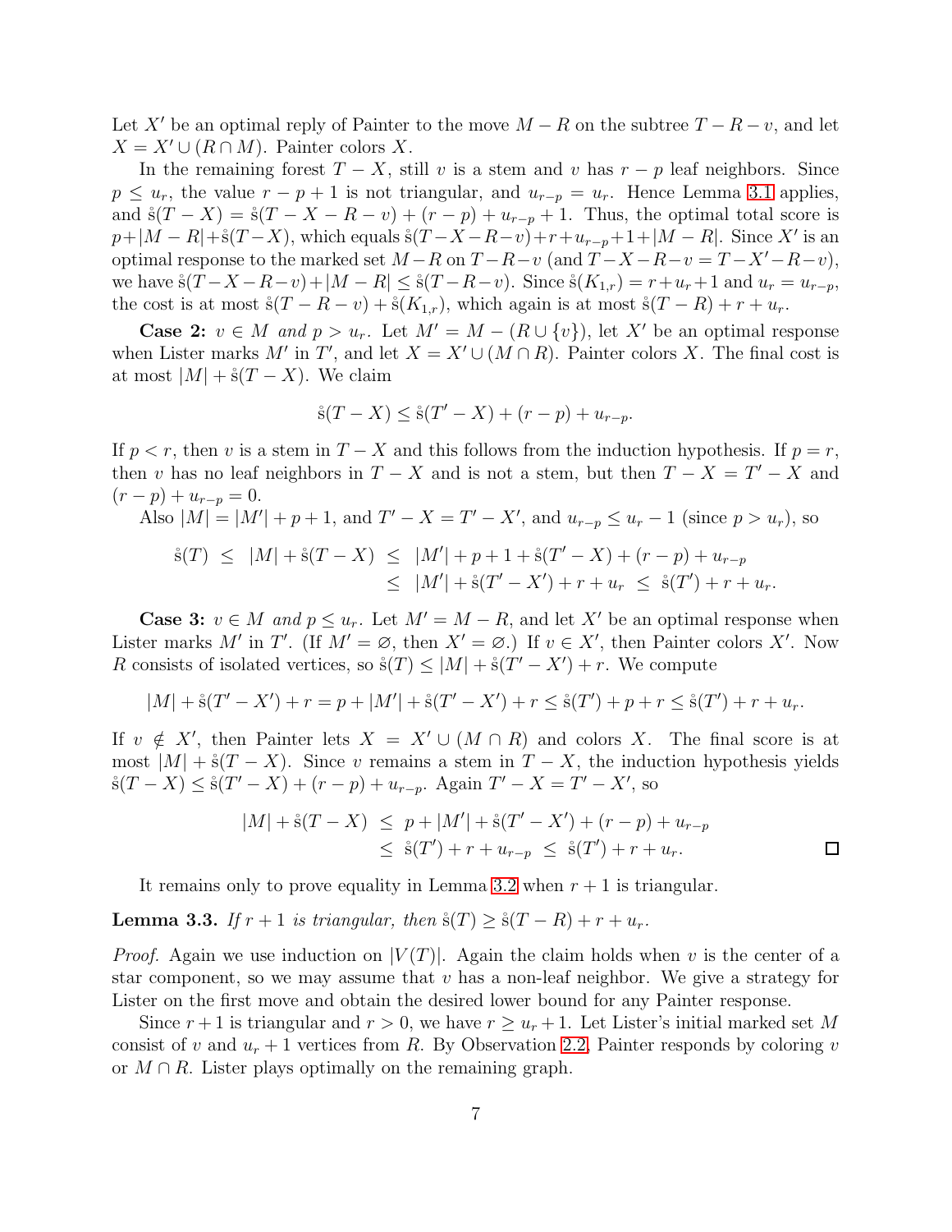Let $X'$ be an optimal reply of Painter to the move $M - R$ on the subtree $T - R - v$, and let $X = X' \cup (R \cap M)$. Painter colors $X$.

In the remaining forest $T - X$, still $v$ is a stem and $v$ has $r - p$ leaf neighbors. Since $p \le u_r$, the value $r - p + 1$ is not triangular, and $u_{r-p} = u_r$. Hence Lemma 3.1 applies, and $\mathring{s}(T - X) = \mathring{s}(T - X - R - v) + (r - p) + u_{r-p} + 1$. Thus, the optimal total score is $p + |M - R| + \mathring{s}(T - X)$, which equals $\mathring{s}(T - X - R - v) + r + u_{r-p} + 1 + |M - R|$. Since $X'$ is an optimal response to the marked set $M - R$ on $T - R - v$ (and $T - X - R - v = T - X' - R - v$), we have $\mathring{s}(T - X - R - v) + |M - R| \le \mathring{s}(T - R - v)$. Since $\mathring{s}(K_{1,r}) = r + u_r + 1$ and $u_r = u_{r-p}$, the cost is at most $\mathring{s}(T - R - v) + \mathring{s}(K_{1,r})$, which again is at most $\mathring{s}(T - R) + r + u_r$.

**Case 2:** *$v \in M$ and $p > u_r$.* Let $M' = M - (R \cup \{v\})$, let $X'$ be an optimal response when Lister marks $M'$ in $T'$, and let $X = X' \cup (M \cap R)$. Painter colors $X$. The final cost is at most $|M| + \mathring{s}(T - X)$. We claim

$$\mathring{s}(T - X) \le \mathring{s}(T' - X) + (r - p) + u_{r-p}.$$

If $p < r$, then $v$ is a stem in $T - X$ and this follows from the induction hypothesis. If $p = r$, then $v$ has no leaf neighbors in $T - X$ and is not a stem, but then $T - X = T' - X$ and $(r - p) + u_{r-p} = 0$.

Also $|M| = |M'| + p + 1$, and $T' - X = T' - X'$, and $u_{r-p} \le u_r - 1$ (since $p > u_r$), so

$$\begin{aligned} \mathring{s}(T) \;&\le\; |M| + \mathring{s}(T - X) \;\le\; |M'| + p + 1 + \mathring{s}(T' - X) + (r - p) + u_{r-p} \\ &\le\; |M'| + \mathring{s}(T' - X') + r + u_r \;\le\; \mathring{s}(T') + r + u_r. \end{aligned}$$

**Case 3:** *$v \in M$ and $p \le u_r$.* Let $M' = M - R$, and let $X'$ be an optimal response when Lister marks $M'$ in $T'$. (If $M' = \varnothing$, then $X' = \varnothing$.) If $v \in X'$, then Painter colors $X'$. Now $R$ consists of isolated vertices, so $\mathring{s}(T) \le |M| + \mathring{s}(T' - X') + r$. We compute

$$|M| + \mathring{s}(T' - X') + r = p + |M'| + \mathring{s}(T' - X') + r \le \mathring{s}(T') + p + r \le \mathring{s}(T') + r + u_r.$$

If $v \notin X'$, then Painter lets $X = X' \cup (M \cap R)$ and colors $X$. The final score is at most $|M| + \mathring{s}(T - X)$. Since $v$ remains a stem in $T - X$, the induction hypothesis yields $\mathring{s}(T - X) \le \mathring{s}(T' - X) + (r - p) + u_{r-p}$. Again $T' - X = T' - X'$, so

$$\begin{aligned} |M| + \mathring{s}(T - X) \;&\le\; p + |M'| + \mathring{s}(T' - X') + (r - p) + u_{r-p} \\ &\le\; \mathring{s}(T') + r + u_{r-p} \;\le\; \mathring{s}(T') + r + u_r. \end{aligned}$$

□

It remains only to prove equality in Lemma 3.2 when $r + 1$ is triangular.

**Lemma 3.3.** *If $r + 1$ is triangular, then $\mathring{s}(T) \ge \mathring{s}(T - R) + r + u_r$.*

*Proof.* Again we use induction on $|V(T)|$. Again the claim holds when $v$ is the center of a star component, so we may assume that $v$ has a non-leaf neighbor. We give a strategy for Lister on the first move and obtain the desired lower bound for any Painter response.

Since $r + 1$ is triangular and $r > 0$, we have $r \ge u_r + 1$. Let Lister's initial marked set $M$ consist of $v$ and $u_r + 1$ vertices from $R$. By Observation 2.2, Painter responds by coloring $v$ or $M \cap R$. Lister plays optimally on the remaining graph.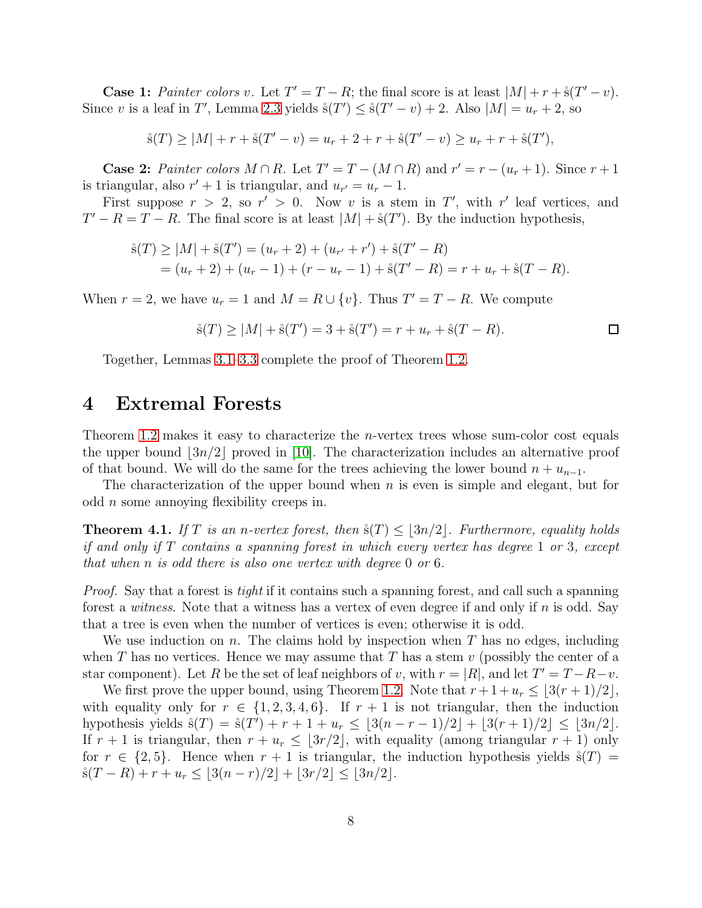**Case 1:** *Painter colors $v$.* Let $T' = T - R$; the final score is at least $|M| + r + \mathring{s}(T' - v)$. Since $v$ is a leaf in $T'$, Lemma 2.3 yields $\mathring{s}(T') \le \mathring{s}(T' - v) + 2$. Also $|M| = u_r + 2$, so

$$\mathring{s}(T) \ge |M| + r + \mathring{s}(T' - v) = u_r + 2 + r + \mathring{s}(T' - v) \ge u_r + r + \mathring{s}(T'),$$

**Case 2:** *Painter colors $M \cap R$.* Let $T' = T - (M \cap R)$ and $r' = r - (u_r + 1)$. Since $r + 1$ is triangular, also $r' + 1$ is triangular, and $u_{r'} = u_r - 1$.

First suppose $r > 2$, so $r' > 0$. Now $v$ is a stem in $T'$, with $r'$ leaf vertices, and $T' - R = T - R$. The final score is at least $|M| + \mathring{s}(T')$. By the induction hypothesis,

$$\begin{aligned}
\mathring{s}(T) \ge |M| + \mathring{s}(T') &= (u_r + 2) + (u_{r'} + r') + \mathring{s}(T' - R) \\
&= (u_r + 2) + (u_r - 1) + (r - u_r - 1) + \mathring{s}(T' - R) = r + u_r + \mathring{s}(T - R).
\end{aligned}$$

When $r = 2$, we have $u_r = 1$ and $M = R \cup \{v\}$. Thus $T' = T - R$. We compute

$$\mathring{s}(T) \ge |M| + \mathring{s}(T') = 3 + \mathring{s}(T') = r + u_r + \mathring{s}(T - R).$$

□

Together, Lemmas 3.1–3.3 complete the proof of Theorem 1.2.

# 4 Extremal Forests

Theorem 1.2 makes it easy to characterize the $n$-vertex trees whose sum-color cost equals the upper bound $\lfloor 3n/2 \rfloor$ proved in [10]. The characterization includes an alternative proof of that bound. We will do the same for the trees achieving the lower bound $n + u_{n-1}$.

The characterization of the upper bound when $n$ is even is simple and elegant, but for odd $n$ some annoying flexibility creeps in.

**Theorem 4.1.** *If $T$ is an $n$-vertex forest, then $\mathring{s}(T) \le \lfloor 3n/2 \rfloor$. Furthermore, equality holds if and only if $T$ contains a spanning forest in which every vertex has degree 1 or 3, except that when $n$ is odd there is also one vertex with degree 0 or 6.*

*Proof.* Say that a forest is *tight* if it contains such a spanning forest, and call such a spanning forest a *witness*. Note that a witness has a vertex of even degree if and only if $n$ is odd. Say that a tree is even when the number of vertices is even; otherwise it is odd.

We use induction on $n$. The claims hold by inspection when $T$ has no edges, including when $T$ has no vertices. Hence we may assume that $T$ has a stem $v$ (possibly the center of a star component). Let $R$ be the set of leaf neighbors of $v$, with $r = |R|$, and let $T' = T - R - v$.

We first prove the upper bound, using Theorem 1.2. Note that $r + 1 + u_r \le \lfloor 3(r+1)/2 \rfloor$, with equality only for $r \in \{1, 2, 3, 4, 6\}$. If $r + 1$ is not triangular, then the induction hypothesis yields $\mathring{s}(T) = \mathring{s}(T') + r + 1 + u_r \le \lfloor 3(n - r - 1)/2 \rfloor + \lfloor 3(r+1)/2 \rfloor \le \lfloor 3n/2 \rfloor$. If $r + 1$ is triangular, then $r + u_r \le \lfloor 3r/2 \rfloor$, with equality (among triangular $r + 1$) only for $r \in \{2, 5\}$. Hence when $r + 1$ is triangular, the induction hypothesis yields $\mathring{s}(T) = \mathring{s}(T - R) + r + u_r \le \lfloor 3(n - r)/2 \rfloor + \lfloor 3r/2 \rfloor \le \lfloor 3n/2 \rfloor$.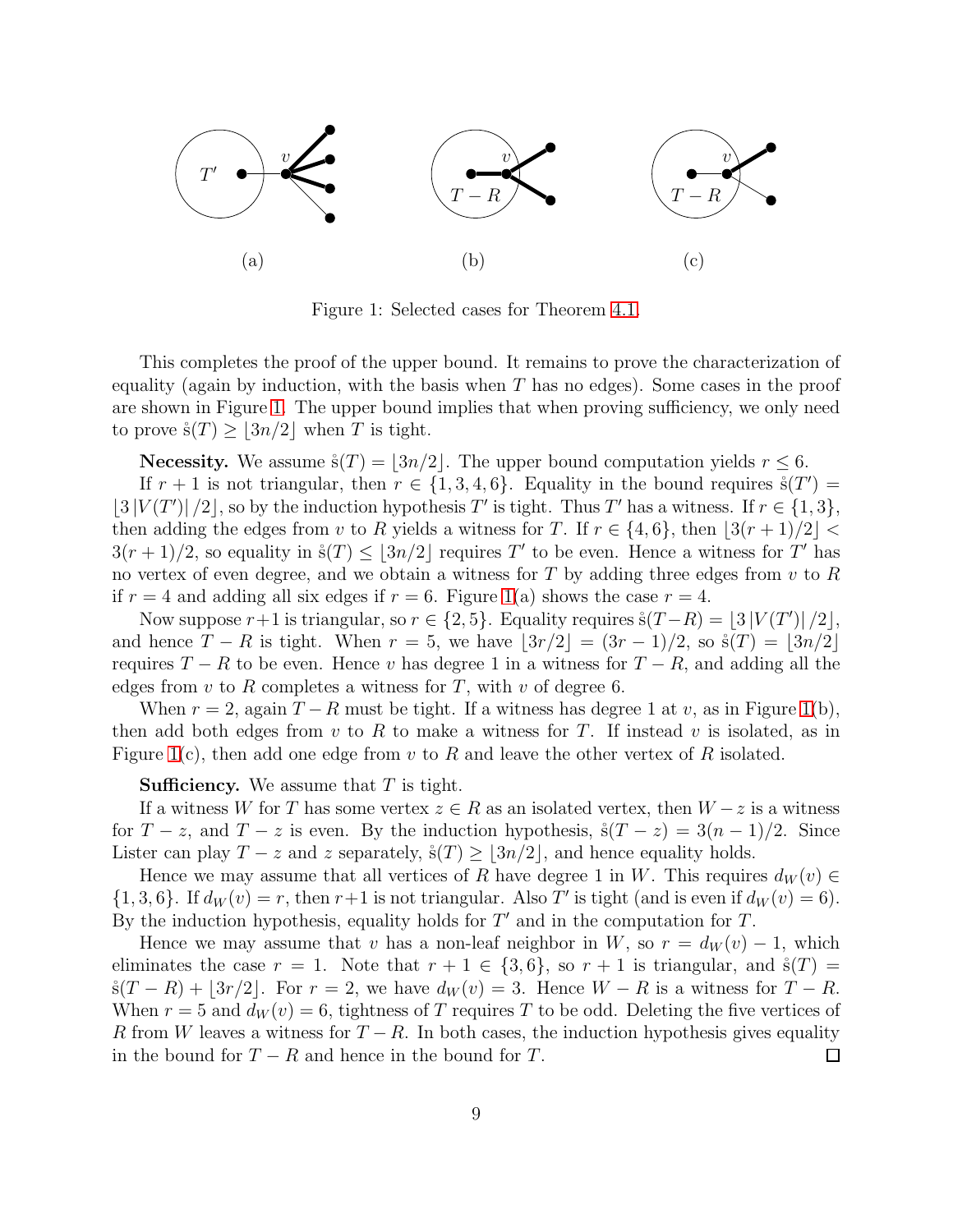$T'$

$v$

$v$

$T - R$

$v$

$T - R$

(a)

(b)

(c)

Figure 1: Selected cases for Theorem 4.1.

This completes the proof of the upper bound. It remains to prove the characterization of equality (again by induction, with the basis when $T$ has no edges). Some cases in the proof are shown in Figure 1. The upper bound implies that when proving sufficiency, we only need to prove $\mathring{s}(T) \geq \lfloor 3n/2 \rfloor$ when $T$ is tight.

**Necessity.** We assume $\mathring{s}(T) = \lfloor 3n/2 \rfloor$. The upper bound computation yields $r \leq 6$.

If $r + 1$ is not triangular, then $r \in \{1, 3, 4, 6\}$. Equality in the bound requires $\mathring{s}(T') = \lfloor 3 |V(T')| /2 \rfloor$, so by the induction hypothesis $T'$ is tight. Thus $T'$ has a witness. If $r \in \{1, 3\}$, then adding the edges from $v$ to $R$ yields a witness for $T$. If $r \in \{4, 6\}$, then $\lfloor 3(r + 1)/2 \rfloor < 3(r + 1)/2$, so equality in $\mathring{s}(T) \leq \lfloor 3n/2 \rfloor$ requires $T'$ to be even. Hence a witness for $T'$ has no vertex of even degree, and we obtain a witness for $T$ by adding three edges from $v$ to $R$ if $r = 4$ and adding all six edges if $r = 6$. Figure 1(a) shows the case $r = 4$.

Now suppose $r+1$ is triangular, so $r \in \{2, 5\}$. Equality requires $\mathring{s}(T-R) = \lfloor 3 |V(T')| /2 \rfloor$, and hence $T - R$ is tight. When $r = 5$, we have $\lfloor 3r/2 \rfloor = (3r - 1)/2$, so $\mathring{s}(T) = \lfloor 3n/2 \rfloor$ requires $T - R$ to be even. Hence $v$ has degree 1 in a witness for $T - R$, and adding all the edges from $v$ to $R$ completes a witness for $T$, with $v$ of degree 6.

When $r = 2$, again $T - R$ must be tight. If a witness has degree 1 at $v$, as in Figure 1(b), then add both edges from $v$ to $R$ to make a witness for $T$. If instead $v$ is isolated, as in Figure 1(c), then add one edge from $v$ to $R$ and leave the other vertex of $R$ isolated.

**Sufficiency.** We assume that $T$ is tight.

If a witness $W$ for $T$ has some vertex $z \in R$ as an isolated vertex, then $W - z$ is a witness for $T - z$, and $T - z$ is even. By the induction hypothesis, $\mathring{s}(T - z) = 3(n - 1)/2$. Since Lister can play $T - z$ and $z$ separately, $\mathring{s}(T) \geq \lfloor 3n/2 \rfloor$, and hence equality holds.

Hence we may assume that all vertices of $R$ have degree 1 in $W$. This requires $d_W(v) \in \{1, 3, 6\}$. If $d_W(v) = r$, then $r+1$ is not triangular. Also $T'$ is tight (and is even if $d_W(v) = 6$). By the induction hypothesis, equality holds for $T'$ and in the computation for $T$.

Hence we may assume that $v$ has a non-leaf neighbor in $W$, so $r = d_W(v) - 1$, which eliminates the case $r = 1$. Note that $r + 1 \in \{3, 6\}$, so $r + 1$ is triangular, and $\mathring{s}(T) = \mathring{s}(T - R) + \lfloor 3r/2 \rfloor$. For $r = 2$, we have $d_W(v) = 3$. Hence $W - R$ is a witness for $T - R$. When $r = 5$ and $d_W(v) = 6$, tightness of $T$ requires $T$ to be odd. Deleting the five vertices of $R$ from $W$ leaves a witness for $T - R$. In both cases, the induction hypothesis gives equality in the bound for $T - R$ and hence in the bound for $T$. □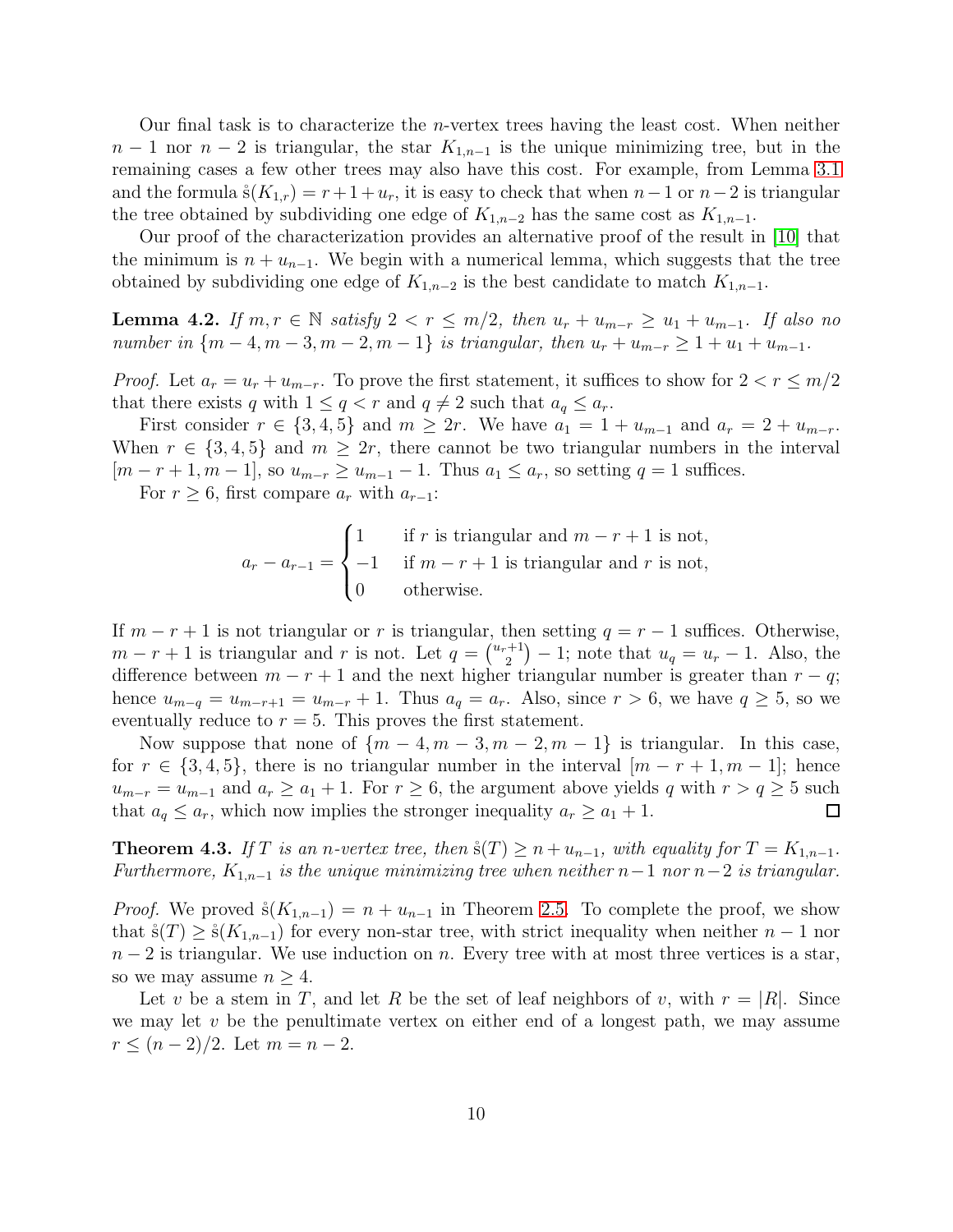Our final task is to characterize the $n$-vertex trees having the least cost. When neither $n-1$ nor $n-2$ is triangular, the star $K_{1,n-1}$ is the unique minimizing tree, but in the remaining cases a few other trees may also have this cost. For example, from Lemma 3.1 and the formula $\mathring{s}(K_{1,r}) = r+1+u_r$, it is easy to check that when $n-1$ or $n-2$ is triangular the tree obtained by subdividing one edge of $K_{1,n-2}$ has the same cost as $K_{1,n-1}$.

Our proof of the characterization provides an alternative proof of the result in [10] that the minimum is $n + u_{n-1}$. We begin with a numerical lemma, which suggests that the tree obtained by subdividing one edge of $K_{1,n-2}$ is the best candidate to match $K_{1,n-1}$.

**Lemma 4.2.** *If $m, r \in \mathbb{N}$ satisfy $2 < r \le m/2$, then $u_r + u_{m-r} \ge u_1 + u_{m-1}$. If also no number in $\{m-4, m-3, m-2, m-1\}$ is triangular, then $u_r + u_{m-r} \ge 1 + u_1 + u_{m-1}$.*

*Proof.* Let $a_r = u_r + u_{m-r}$. To prove the first statement, it suffices to show for $2 < r \le m/2$ that there exists $q$ with $1 \le q < r$ and $q \ne 2$ such that $a_q \le a_r$.

First consider $r \in \{3,4,5\}$ and $m \ge 2r$. We have $a_1 = 1 + u_{m-1}$ and $a_r = 2 + u_{m-r}$. When $r \in \{3,4,5\}$ and $m \ge 2r$, there cannot be two triangular numbers in the interval $[m-r+1, m-1]$, so $u_{m-r} \ge u_{m-1} - 1$. Thus $a_1 \le a_r$, so setting $q = 1$ suffices.

For $r \ge 6$, first compare $a_r$ with $a_{r-1}$:

$$a_r - a_{r-1} = \begin{cases} 1 & \text{if } r \text{ is triangular and } m-r+1 \text{ is not,} \\ -1 & \text{if } m-r+1 \text{ is triangular and } r \text{ is not,} \\ 0 & \text{otherwise.} \end{cases}$$

If $m-r+1$ is not triangular or $r$ is triangular, then setting $q = r-1$ suffices. Otherwise, $m-r+1$ is triangular and $r$ is not. Let $q = \binom{u_r+1}{2} - 1$; note that $u_q = u_r - 1$. Also, the difference between $m-r+1$ and the next higher triangular number is greater than $r-q$; hence $u_{m-q} = u_{m-r+1} = u_{m-r} + 1$. Thus $a_q = a_r$. Also, since $r > 6$, we have $q \ge 5$, so we eventually reduce to $r = 5$. This proves the first statement.

Now suppose that none of $\{m-4, m-3, m-2, m-1\}$ is triangular. In this case, for $r \in \{3,4,5\}$, there is no triangular number in the interval $[m-r+1, m-1]$; hence $u_{m-r} = u_{m-1}$ and $a_r \ge a_1 + 1$. For $r \ge 6$, the argument above yields $q$ with $r > q \ge 5$ such that $a_q \le a_r$, which now implies the stronger inequality $a_r \ge a_1 + 1$. $\square$

**Theorem 4.3.** *If $T$ is an $n$-vertex tree, then $\mathring{s}(T) \ge n + u_{n-1}$, with equality for $T = K_{1,n-1}$. Furthermore, $K_{1,n-1}$ is the unique minimizing tree when neither $n-1$ nor $n-2$ is triangular.*

*Proof.* We proved $\mathring{s}(K_{1,n-1}) = n + u_{n-1}$ in Theorem 2.5. To complete the proof, we show that $\mathring{s}(T) \ge \mathring{s}(K_{1,n-1})$ for every non-star tree, with strict inequality when neither $n-1$ nor $n-2$ is triangular. We use induction on $n$. Every tree with at most three vertices is a star, so we may assume $n \ge 4$.

Let $v$ be a stem in $T$, and let $R$ be the set of leaf neighbors of $v$, with $r = |R|$. Since we may let $v$ be the penultimate vertex on either end of a longest path, we may assume $r \le (n-2)/2$. Let $m = n-2$.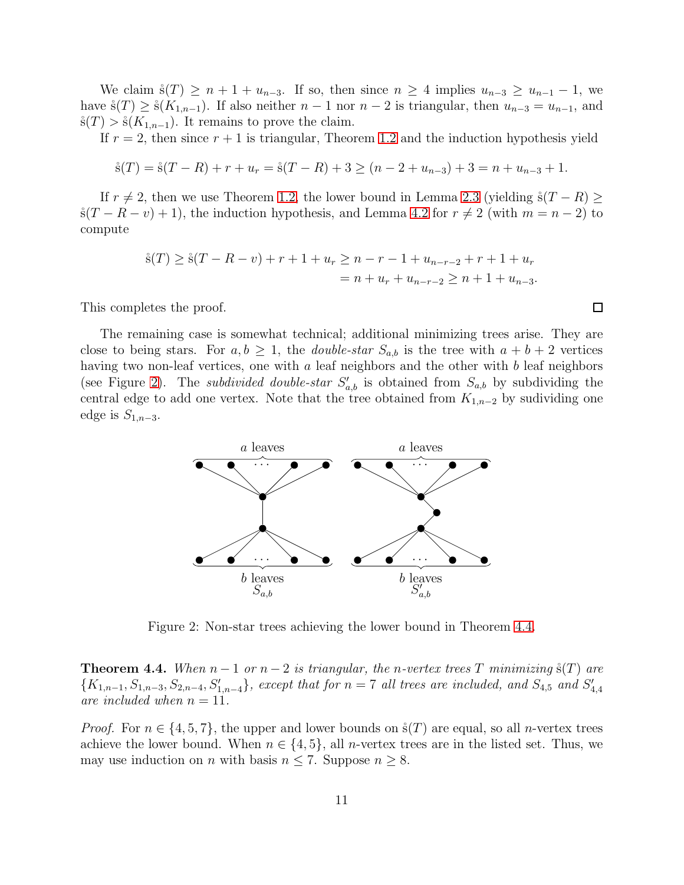We claim $\mathring{s}(T) \geq n + 1 + u_{n-3}$. If so, then since $n \geq 4$ implies $u_{n-3} \geq u_{n-1} - 1$, we have $\mathring{s}(T) \geq \mathring{s}(K_{1,n-1})$. If also neither $n-1$ nor $n-2$ is triangular, then $u_{n-3} = u_{n-1}$, and $\mathring{s}(T) > \mathring{s}(K_{1,n-1})$. It remains to prove the claim.

If $r = 2$, then since $r+1$ is triangular, Theorem 1.2 and the induction hypothesis yield

$$\mathring{s}(T) = \mathring{s}(T - R) + r + u_r = \mathring{s}(T - R) + 3 \geq (n - 2 + u_{n-3}) + 3 = n + u_{n-3} + 1.$$

If $r \neq 2$, then we use Theorem 1.2, the lower bound in Lemma 2.3 (yielding $\mathring{s}(T - R) \geq \mathring{s}(T - R - v) + 1$), the induction hypothesis, and Lemma 4.2 for $r \neq 2$ (with $m = n - 2$) to compute

$$\begin{aligned} \mathring{s}(T) \geq \mathring{s}(T - R - v) + r + 1 + u_r &\geq n - r - 1 + u_{n-r-2} + r + 1 + u_r \\ &= n + u_r + u_{n-r-2} \geq n + 1 + u_{n-3}. \end{aligned}$$

This completes the proof. $\square$

The remaining case is somewhat technical; additional minimizing trees arise. They are close to being stars. For $a, b \geq 1$, the *double-star* $S_{a,b}$ is the tree with $a + b + 2$ vertices having two non-leaf vertices, one with $a$ leaf neighbors and the other with $b$ leaf neighbors (see Figure 2). The *subdivided double-star* $S'_{a,b}$ is obtained from $S_{a,b}$ by subdividing the central edge to add one vertex. Note that the tree obtained from $K_{1,n-2}$ by sudividing one edge is $S_{1,n-3}$.

$a$ leaves

$b$ leaves

$S_{a,b}$

$a$ leaves

$b$ leaves

$S'_{a,b}$

Figure 2: Non-star trees achieving the lower bound in Theorem 4.4.

**Theorem 4.4.** *When $n - 1$ or $n - 2$ is triangular, the $n$-vertex trees $T$ minimizing $\mathring{s}(T)$ are $\{K_{1,n-1}, S_{1,n-3}, S_{2,n-4}, S'_{1,n-4}\}$, except that for $n = 7$ all trees are included, and $S_{4,5}$ and $S'_{4,4}$ are included when $n = 11$.*

*Proof.* For $n \in \{4, 5, 7\}$, the upper and lower bounds on $\mathring{s}(T)$ are equal, so all $n$-vertex trees achieve the lower bound. When $n \in \{4, 5\}$, all $n$-vertex trees are in the listed set. Thus, we may use induction on $n$ with basis $n \leq 7$. Suppose $n \geq 8$.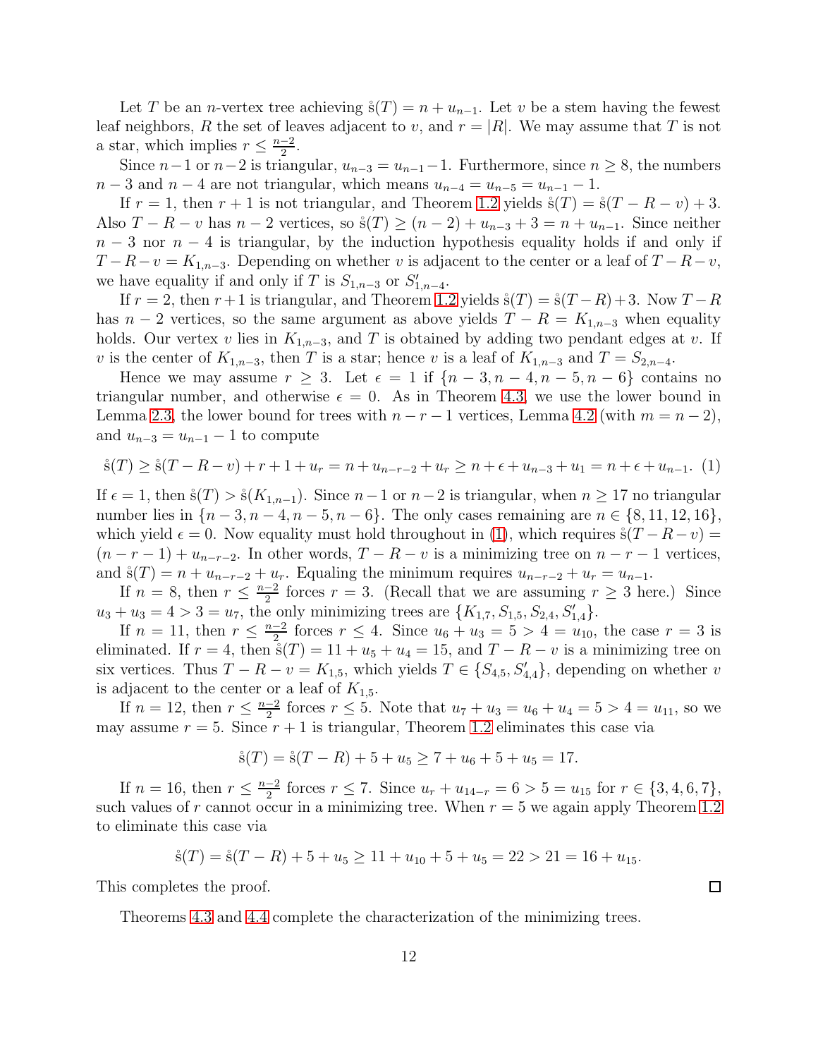Let $T$ be an $n$-vertex tree achieving $\mathring{s}(T) = n + u_{n-1}$. Let $v$ be a stem having the fewest leaf neighbors, $R$ the set of leaves adjacent to $v$, and $r = |R|$. We may assume that $T$ is not a star, which implies $r \le \frac{n-2}{2}$.

Since $n-1$ or $n-2$ is triangular, $u_{n-3} = u_{n-1} - 1$. Furthermore, since $n \ge 8$, the numbers $n-3$ and $n-4$ are not triangular, which means $u_{n-4} = u_{n-5} = u_{n-1} - 1$.

If $r = 1$, then $r+1$ is not triangular, and Theorem 1.2 yields $\mathring{s}(T) = \mathring{s}(T - R - v) + 3$. Also $T - R - v$ has $n-2$ vertices, so $\mathring{s}(T) \ge (n-2) + u_{n-3} + 3 = n + u_{n-1}$. Since neither $n-3$ nor $n-4$ is triangular, by the induction hypothesis equality holds if and only if $T - R - v = K_{1,n-3}$. Depending on whether $v$ is adjacent to the center or a leaf of $T - R - v$, we have equality if and only if $T$ is $S_{1,n-3}$ or $S'_{1,n-4}$.

If $r = 2$, then $r+1$ is triangular, and Theorem 1.2 yields $\mathring{s}(T) = \mathring{s}(T-R)+3$. Now $T - R$ has $n-2$ vertices, so the same argument as above yields $T - R = K_{1,n-3}$ when equality holds. Our vertex $v$ lies in $K_{1,n-3}$, and $T$ is obtained by adding two pendant edges at $v$. If $v$ is the center of $K_{1,n-3}$, then $T$ is a star; hence $v$ is a leaf of $K_{1,n-3}$ and $T = S_{2,n-4}$.

Hence we may assume $r \ge 3$. Let $\epsilon = 1$ if $\{n-3, n-4, n-5, n-6\}$ contains no triangular number, and otherwise $\epsilon = 0$. As in Theorem 4.3, we use the lower bound in Lemma 2.3, the lower bound for trees with $n - r - 1$ vertices, Lemma 4.2 (with $m = n - 2$), and $u_{n-3} = u_{n-1} - 1$ to compute

$$\mathring{s}(T) \ge \mathring{s}(T - R - v) + r + 1 + u_r = n + u_{n-r-2} + u_r \ge n + \epsilon + u_{n-3} + u_1 = n + \epsilon + u_{n-1}. \quad (1)$$

If $\epsilon = 1$, then $\mathring{s}(T) > \mathring{s}(K_{1,n-1})$. Since $n-1$ or $n-2$ is triangular, when $n \ge 17$ no triangular number lies in $\{n-3, n-4, n-5, n-6\}$. The only cases remaining are $n \in \{8, 11, 12, 16\}$, which yield $\epsilon = 0$. Now equality must hold throughout in (1), which requires $\mathring{s}(T - R - v) = (n - r - 1) + u_{n-r-2}$. In other words, $T - R - v$ is a minimizing tree on $n - r - 1$ vertices, and $\mathring{s}(T) = n + u_{n-r-2} + u_r$. Equaling the minimum requires $u_{n-r-2} + u_r = u_{n-1}$.

If $n = 8$, then $r \le \frac{n-2}{2}$ forces $r = 3$. (Recall that we are assuming $r \ge 3$ here.) Since $u_3 + u_3 = 4 > 3 = u_7$, the only minimizing trees are $\{K_{1,7}, S_{1,5}, S_{2,4}, S'_{1,4}\}$.

If $n = 11$, then $r \le \frac{n-2}{2}$ forces $r \le 4$. Since $u_6 + u_3 = 5 > 4 = u_{10}$, the case $r = 3$ is eliminated. If $r = 4$, then $\mathring{s}(T) = 11 + u_5 + u_4 = 15$, and $T - R - v$ is a minimizing tree on six vertices. Thus $T - R - v = K_{1,5}$, which yields $T \in \{S_{4,5}, S'_{4,4}\}$, depending on whether $v$ is adjacent to the center or a leaf of $K_{1,5}$.

If $n = 12$, then $r \le \frac{n-2}{2}$ forces $r \le 5$. Note that $u_7 + u_3 = u_6 + u_4 = 5 > 4 = u_{11}$, so we may assume $r = 5$. Since $r+1$ is triangular, Theorem 1.2 eliminates this case via

$$\mathring{s}(T) = \mathring{s}(T - R) + 5 + u_5 \ge 7 + u_6 + 5 + u_5 = 17.$$

If $n = 16$, then $r \le \frac{n-2}{2}$ forces $r \le 7$. Since $u_r + u_{14-r} = 6 > 5 = u_{15}$ for $r \in \{3, 4, 6, 7\}$, such values of $r$ cannot occur in a minimizing tree. When $r = 5$ we again apply Theorem 1.2 to eliminate this case via

$$\mathring{s}(T) = \mathring{s}(T - R) + 5 + u_5 \ge 11 + u_{10} + 5 + u_5 = 22 > 21 = 16 + u_{15}.$$

This completes the proof. $\square$

Theorems 4.3 and 4.4 complete the characterization of the minimizing trees.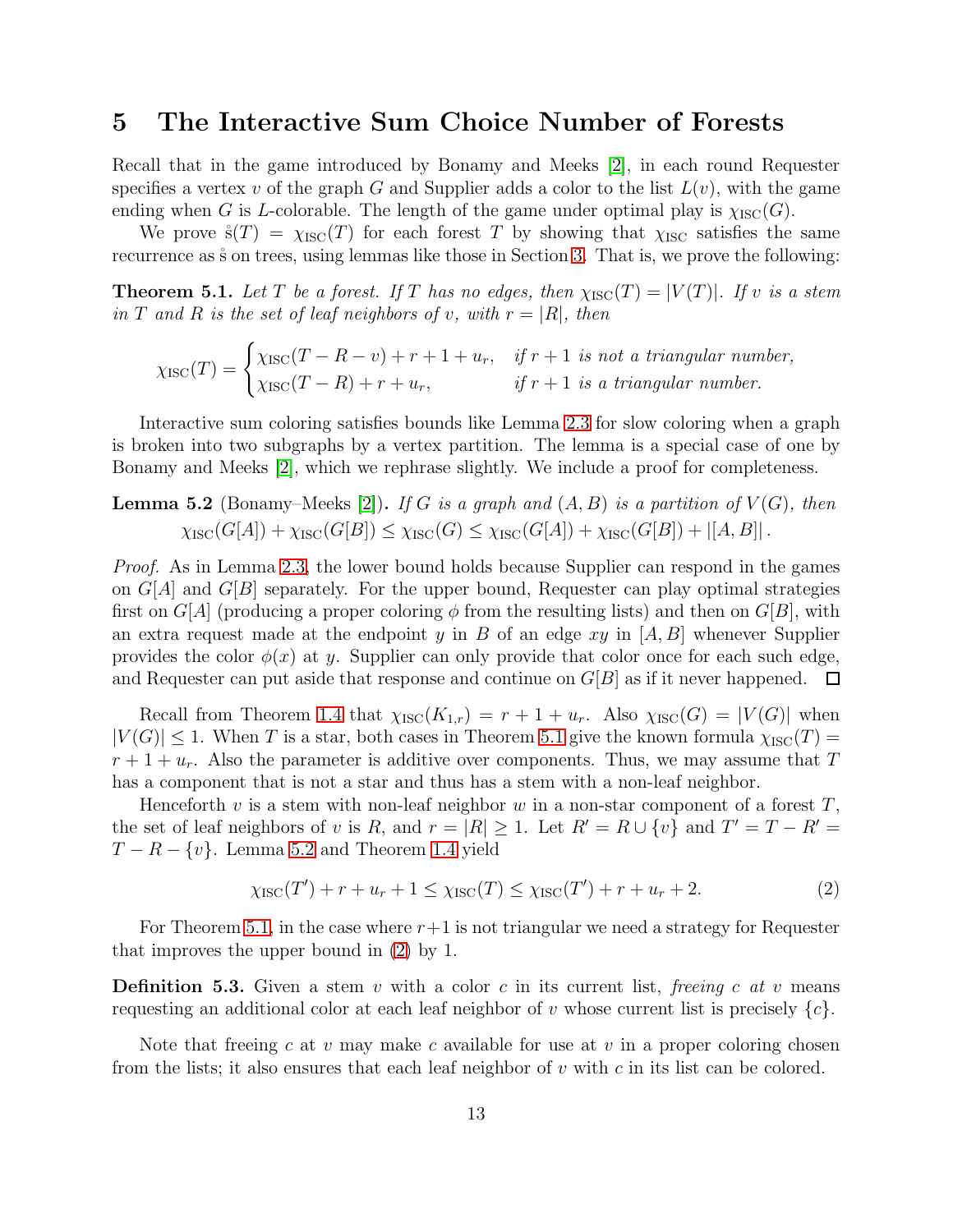# 5 The Interactive Sum Choice Number of Forests

Recall that in the game introduced by Bonamy and Meeks [2], in each round Requester specifies a vertex $v$ of the graph $G$ and Supplier adds a color to the list $L(v)$, with the game ending when $G$ is $L$-colorable. The length of the game under optimal play is $\chi_{\rm ISC}(G)$.

We prove $\mathring{s}(T) = \chi_{\rm ISC}(T)$ for each forest $T$ by showing that $\chi_{\rm ISC}$ satisfies the same recurrence as $\mathring{s}$ on trees, using lemmas like those in Section 3. That is, we prove the following:

**Theorem 5.1.** *Let $T$ be a forest. If $T$ has no edges, then $\chi_{\rm ISC}(T) = |V(T)|$. If $v$ is a stem in $T$ and $R$ is the set of leaf neighbors of $v$, with $r = |R|$, then*

$$\chi_{\rm ISC}(T) = \begin{cases} \chi_{\rm ISC}(T - R - v) + r + 1 + u_r, & \text{if } r+1 \text{ is not a triangular number,} \\ \chi_{\rm ISC}(T - R) + r + u_r, & \text{if } r+1 \text{ is a triangular number.} \end{cases}$$

Interactive sum coloring satisfies bounds like Lemma 2.3 for slow coloring when a graph is broken into two subgraphs by a vertex partition. The lemma is a special case of one by Bonamy and Meeks [2], which we rephrase slightly. We include a proof for completeness.

**Lemma 5.2** (Bonamy–Meeks [2])**.** *If $G$ is a graph and $(A, B)$ is a partition of $V(G)$, then*

$$\chi_{\rm ISC}(G[A]) + \chi_{\rm ISC}(G[B]) \le \chi_{\rm ISC}(G) \le \chi_{\rm ISC}(G[A]) + \chi_{\rm ISC}(G[B]) + |[A, B]|.$$

*Proof.* As in Lemma 2.3, the lower bound holds because Supplier can respond in the games on $G[A]$ and $G[B]$ separately. For the upper bound, Requester can play optimal strategies first on $G[A]$ (producing a proper coloring $\phi$ from the resulting lists) and then on $G[B]$, with an extra request made at the endpoint $y$ in $B$ of an edge $xy$ in $[A, B]$ whenever Supplier provides the color $\phi(x)$ at $y$. Supplier can only provide that color once for each such edge, and Requester can put aside that response and continue on $G[B]$ as if it never happened. $\square$

Recall from Theorem 1.4 that $\chi_{\rm ISC}(K_{1,r}) = r + 1 + u_r$. Also $\chi_{\rm ISC}(G) = |V(G)|$ when $|V(G)| \le 1$. When $T$ is a star, both cases in Theorem 5.1 give the known formula $\chi_{\rm ISC}(T) = r + 1 + u_r$. Also the parameter is additive over components. Thus, we may assume that $T$ has a component that is not a star and thus has a stem with a non-leaf neighbor.

Henceforth $v$ is a stem with non-leaf neighbor $w$ in a non-star component of a forest $T$, the set of leaf neighbors of $v$ is $R$, and $r = |R| \ge 1$. Let $R' = R \cup \{v\}$ and $T' = T - R' = T - R - \{v\}$. Lemma 5.2 and Theorem 1.4 yield

$$\chi_{\rm ISC}(T') + r + u_r + 1 \le \chi_{\rm ISC}(T) \le \chi_{\rm ISC}(T') + r + u_r + 2. \tag{2}$$

For Theorem 5.1, in the case where $r+1$ is not triangular we need a strategy for Requester that improves the upper bound in (2) by 1.

**Definition 5.3.** Given a stem $v$ with a color $c$ in its current list, *freeing $c$ at $v$* means requesting an additional color at each leaf neighbor of $v$ whose current list is precisely $\{c\}$.

Note that freeing $c$ at $v$ may make $c$ available for use at $v$ in a proper coloring chosen from the lists; it also ensures that each leaf neighbor of $v$ with $c$ in its list can be colored.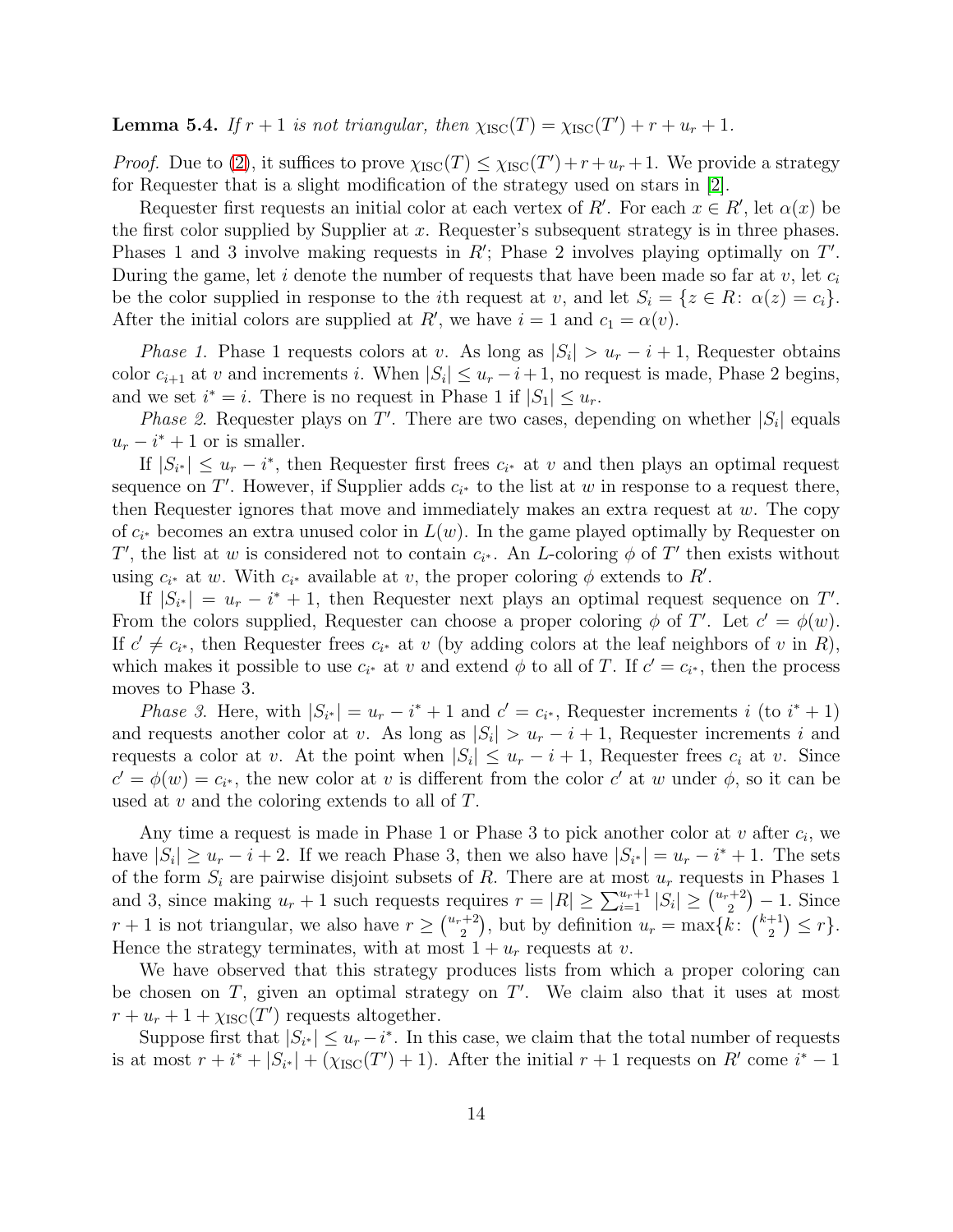**Lemma 5.4.** *If $r+1$ is not triangular, then $\chi_{\mathrm{ISC}}(T) = \chi_{\mathrm{ISC}}(T') + r + u_r + 1$.*

*Proof.* Due to (2), it suffices to prove $\chi_{\mathrm{ISC}}(T) \le \chi_{\mathrm{ISC}}(T') + r + u_r + 1$. We provide a strategy for Requester that is a slight modification of the strategy used on stars in [2].

Requester first requests an initial color at each vertex of $R'$. For each $x \in R'$, let $\alpha(x)$ be the first color supplied by Supplier at $x$. Requester's subsequent strategy is in three phases. Phases 1 and 3 involve making requests in $R'$; Phase 2 involves playing optimally on $T'$. During the game, let $i$ denote the number of requests that have been made so far at $v$, let $c_i$ be the color supplied in response to the $i$th request at $v$, and let $S_i = \{z \in R\colon\ \alpha(z) = c_i\}$. After the initial colors are supplied at $R'$, we have $i = 1$ and $c_1 = \alpha(v)$.

*Phase 1.* Phase 1 requests colors at $v$. As long as $|S_i| > u_r - i + 1$, Requester obtains color $c_{i+1}$ at $v$ and increments $i$. When $|S_i| \le u_r - i + 1$, no request is made, Phase 2 begins, and we set $i^* = i$. There is no request in Phase 1 if $|S_1| \le u_r$.

*Phase 2.* Requester plays on $T'$. There are two cases, depending on whether $|S_i|$ equals $u_r - i^* + 1$ or is smaller.

If $|S_{i^*}| \le u_r - i^*$, then Requester first frees $c_{i^*}$ at $v$ and then plays an optimal request sequence on $T'$. However, if Supplier adds $c_{i^*}$ to the list at $w$ in response to a request there, then Requester ignores that move and immediately makes an extra request at $w$. The copy of $c_{i^*}$ becomes an extra unused color in $L(w)$. In the game played optimally by Requester on $T'$, the list at $w$ is considered not to contain $c_{i^*}$. An $L$-coloring $\phi$ of $T'$ then exists without using $c_{i^*}$ at $w$. With $c_{i^*}$ available at $v$, the proper coloring $\phi$ extends to $R'$.

If $|S_{i^*}| = u_r - i^* + 1$, then Requester next plays an optimal request sequence on $T'$. From the colors supplied, Requester can choose a proper coloring $\phi$ of $T'$. Let $c' = \phi(w)$. If $c' \ne c_{i^*}$, then Requester frees $c_{i^*}$ at $v$ (by adding colors at the leaf neighbors of $v$ in $R$), which makes it possible to use $c_{i^*}$ at $v$ and extend $\phi$ to all of $T$. If $c' = c_{i^*}$, then the process moves to Phase 3.

*Phase 3.* Here, with $|S_{i^*}| = u_r - i^* + 1$ and $c' = c_{i^*}$, Requester increments $i$ (to $i^* + 1$) and requests another color at $v$. As long as $|S_i| > u_r - i + 1$, Requester increments $i$ and requests a color at $v$. At the point when $|S_i| \le u_r - i + 1$, Requester frees $c_i$ at $v$. Since $c' = \phi(w) = c_{i^*}$, the new color at $v$ is different from the color $c'$ at $w$ under $\phi$, so it can be used at $v$ and the coloring extends to all of $T$.

Any time a request is made in Phase 1 or Phase 3 to pick another color at $v$ after $c_i$, we have $|S_i| \ge u_r - i + 2$. If we reach Phase 3, then we also have $|S_{i^*}| = u_r - i^* + 1$. The sets of the form $S_i$ are pairwise disjoint subsets of $R$. There are at most $u_r$ requests in Phases 1 and 3, since making $u_r + 1$ such requests requires $r = |R| \ge \sum_{i=1}^{u_r+1} |S_i| \ge \binom{u_r+2}{2} - 1$. Since $r + 1$ is not triangular, we also have $r \ge \binom{u_r+2}{2}$, but by definition $u_r = \max\{k\colon\ \binom{k+1}{2} \le r\}$. Hence the strategy terminates, with at most $1 + u_r$ requests at $v$.

We have observed that this strategy produces lists from which a proper coloring can be chosen on $T$, given an optimal strategy on $T'$. We claim also that it uses at most $r + u_r + 1 + \chi_{\mathrm{ISC}}(T')$ requests altogether.

Suppose first that $|S_{i^*}| \le u_r - i^*$. In this case, we claim that the total number of requests is at most $r + i^* + |S_{i^*}| + (\chi_{\mathrm{ISC}}(T') + 1)$. After the initial $r + 1$ requests on $R'$ come $i^* - 1$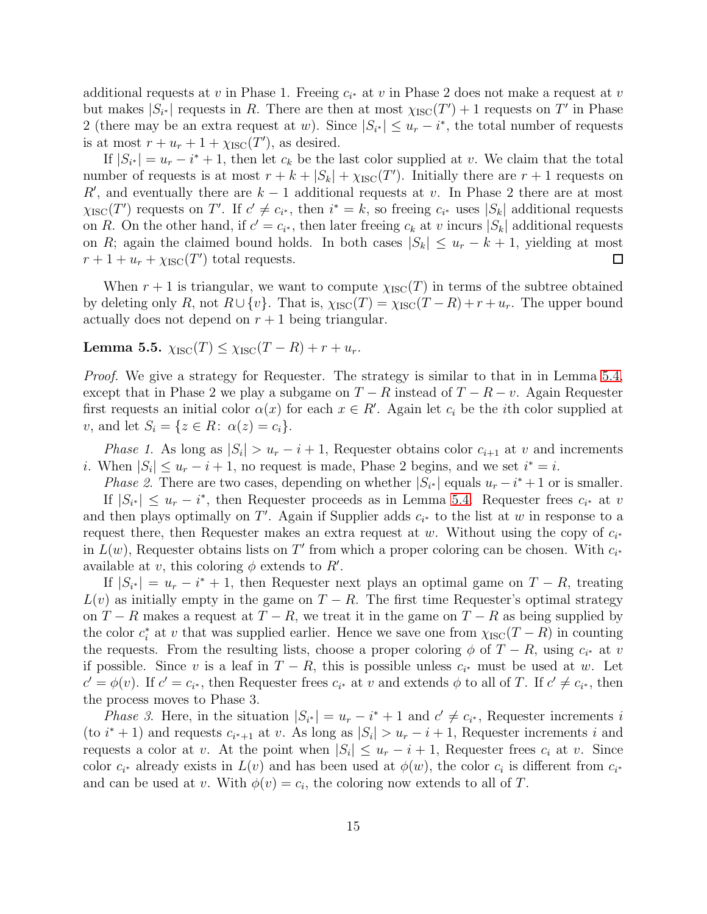additional requests at $v$ in Phase 1. Freeing $c_{i^*}$ at $v$ in Phase 2 does not make a request at $v$ but makes $|S_{i^*}|$ requests in $R$. There are then at most $\chi_{\rm ISC}(T')+1$ requests on $T'$ in Phase 2 (there may be an extra request at $w$). Since $|S_{i^*}| \le u_r - i^*$, the total number of requests is at most $r + u_r + 1 + \chi_{\rm ISC}(T')$, as desired.

If $|S_{i^*}| = u_r - i^* + 1$, then let $c_k$ be the last color supplied at $v$. We claim that the total number of requests is at most $r + k + |S_k| + \chi_{\rm ISC}(T')$. Initially there are $r+1$ requests on $R'$, and eventually there are $k-1$ additional requests at $v$. In Phase 2 there are at most $\chi_{\rm ISC}(T')$ requests on $T'$. If $c' \ne c_{i^*}$, then $i^* = k$, so freeing $c_{i^*}$ uses $|S_k|$ additional requests on $R$. On the other hand, if $c' = c_{i^*}$, then later freeing $c_k$ at $v$ incurs $|S_k|$ additional requests on $R$; again the claimed bound holds. In both cases $|S_k| \le u_r - k + 1$, yielding at most $r + 1 + u_r + \chi_{\rm ISC}(T')$ total requests. □

When $r+1$ is triangular, we want to compute $\chi_{\rm ISC}(T)$ in terms of the subtree obtained by deleting only $R$, not $R \cup \{v\}$. That is, $\chi_{\rm ISC}(T) = \chi_{\rm ISC}(T-R) + r + u_r$. The upper bound actually does not depend on $r+1$ being triangular.

**Lemma 5.5.** $\chi_{\rm ISC}(T) \le \chi_{\rm ISC}(T-R) + r + u_r$.

*Proof.* We give a strategy for Requester. The strategy is similar to that in in Lemma 5.4, except that in Phase 2 we play a subgame on $T-R$ instead of $T-R-v$. Again Requester first requests an initial color $\alpha(x)$ for each $x \in R'$. Again let $c_i$ be the $i$th color supplied at $v$, and let $S_i = \{z \in R \colon \alpha(z) = c_i\}$.

*Phase 1.* As long as $|S_i| > u_r - i + 1$, Requester obtains color $c_{i+1}$ at $v$ and increments $i$. When $|S_i| \le u_r - i + 1$, no request is made, Phase 2 begins, and we set $i^* = i$.

*Phase 2.* There are two cases, depending on whether $|S_{i^*}|$ equals $u_r - i^* + 1$ or is smaller.

If $|S_{i^*}| \le u_r - i^*$, then Requester proceeds as in Lemma 5.4. Requester frees $c_{i^*}$ at $v$ and then plays optimally on $T'$. Again if Supplier adds $c_{i^*}$ to the list at $w$ in response to a request there, then Requester makes an extra request at $w$. Without using the copy of $c_{i^*}$ in $L(w)$, Requester obtains lists on $T'$ from which a proper coloring can be chosen. With $c_{i^*}$ available at $v$, this coloring $\phi$ extends to $R'$.

If $|S_{i^*}| = u_r - i^* + 1$, then Requester next plays an optimal game on $T-R$, treating $L(v)$ as initially empty in the game on $T-R$. The first time Requester's optimal strategy on $T-R$ makes a request at $T-R$, we treat it in the game on $T-R$ as being supplied by the color $c_i^*$ at $v$ that was supplied earlier. Hence we save one from $\chi_{\rm ISC}(T-R)$ in counting the requests. From the resulting lists, choose a proper coloring $\phi$ of $T-R$, using $c_{i^*}$ at $v$ if possible. Since $v$ is a leaf in $T-R$, this is possible unless $c_{i^*}$ must be used at $w$. Let $c' = \phi(v)$. If $c' = c_{i^*}$, then Requester frees $c_{i^*}$ at $v$ and extends $\phi$ to all of $T$. If $c' \ne c_{i^*}$, then the process moves to Phase 3.

*Phase 3.* Here, in the situation $|S_{i^*}| = u_r - i^* + 1$ and $c' \ne c_{i^*}$, Requester increments $i$ (to $i^*+1$) and requests $c_{i^*+1}$ at $v$. As long as $|S_i| > u_r - i + 1$, Requester increments $i$ and requests a color at $v$. At the point when $|S_i| \le u_r - i + 1$, Requester frees $c_i$ at $v$. Since color $c_{i^*}$ already exists in $L(v)$ and has been used at $\phi(w)$, the color $c_i$ is different from $c_{i^*}$ and can be used at $v$. With $\phi(v) = c_i$, the coloring now extends to all of $T$.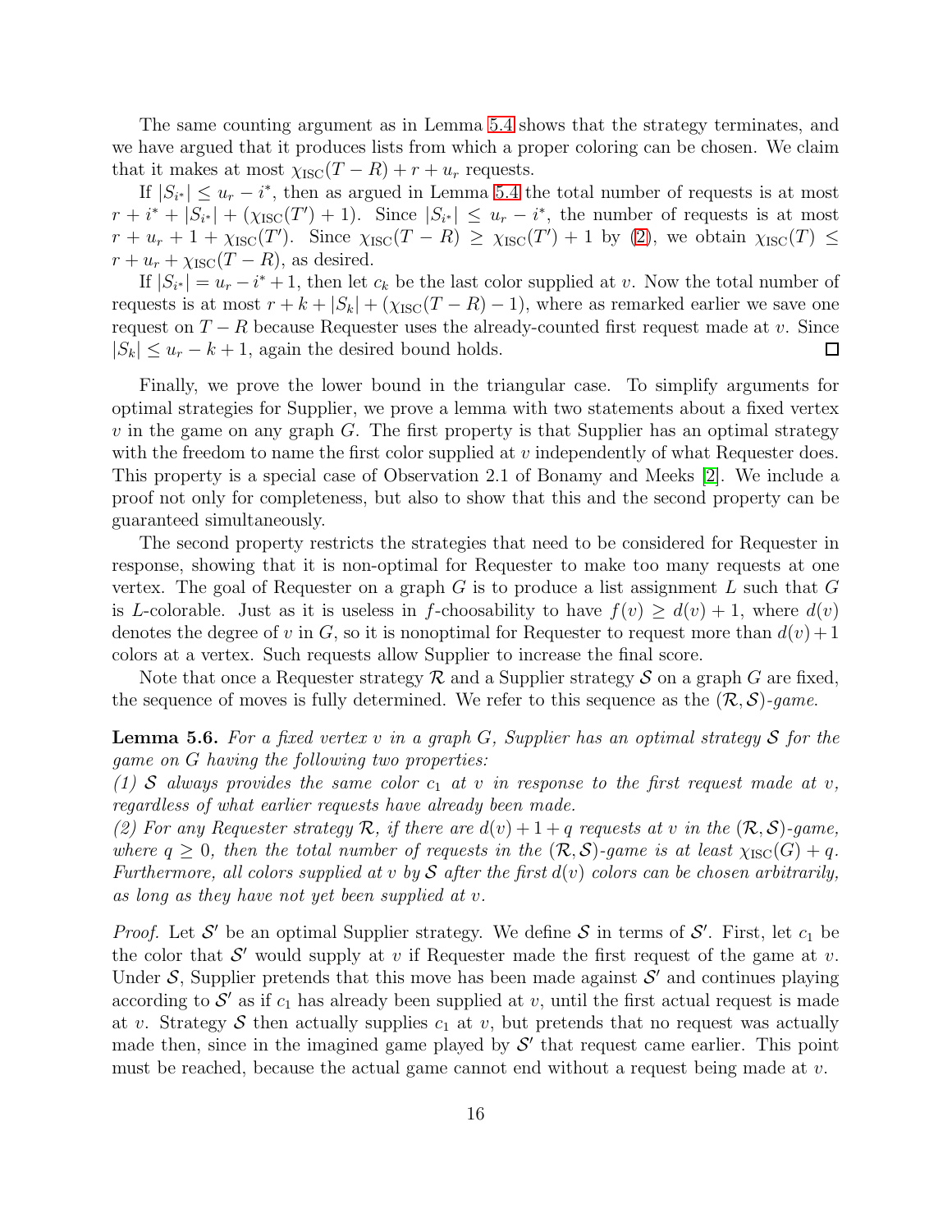The same counting argument as in Lemma 5.4 shows that the strategy terminates, and we have argued that it produces lists from which a proper coloring can be chosen. We claim that it makes at most $\chi_{\mathrm{ISC}}(T - R) + r + u_r$ requests.

If $|S_{i^*}| \le u_r - i^*$, then as argued in Lemma 5.4 the total number of requests is at most $r + i^* + |S_{i^*}| + (\chi_{\mathrm{ISC}}(T') + 1)$. Since $|S_{i^*}| \le u_r - i^*$, the number of requests is at most $r + u_r + 1 + \chi_{\mathrm{ISC}}(T')$. Since $\chi_{\mathrm{ISC}}(T - R) \ge \chi_{\mathrm{ISC}}(T') + 1$ by (2), we obtain $\chi_{\mathrm{ISC}}(T) \le r + u_r + \chi_{\mathrm{ISC}}(T - R)$, as desired.

If $|S_{i^*}| = u_r - i^* + 1$, then let $c_k$ be the last color supplied at $v$. Now the total number of requests is at most $r + k + |S_k| + (\chi_{\mathrm{ISC}}(T - R) - 1)$, where as remarked earlier we save one request on $T - R$ because Requester uses the already-counted first request made at $v$. Since $|S_k| \le u_r - k + 1$, again the desired bound holds. ☐

Finally, we prove the lower bound in the triangular case. To simplify arguments for optimal strategies for Supplier, we prove a lemma with two statements about a fixed vertex $v$ in the game on any graph $G$. The first property is that Supplier has an optimal strategy with the freedom to name the first color supplied at $v$ independently of what Requester does. This property is a special case of Observation 2.1 of Bonamy and Meeks [2]. We include a proof not only for completeness, but also to show that this and the second property can be guaranteed simultaneously.

The second property restricts the strategies that need to be considered for Requester in response, showing that it is non-optimal for Requester to make too many requests at one vertex. The goal of Requester on a graph $G$ is to produce a list assignment $L$ such that $G$ is $L$-colorable. Just as it is useless in $f$-choosability to have $f(v) \ge d(v) + 1$, where $d(v)$ denotes the degree of $v$ in $G$, so it is nonoptimal for Requester to request more than $d(v) + 1$ colors at a vertex. Such requests allow Supplier to increase the final score.

Note that once a Requester strategy $\mathcal{R}$ and a Supplier strategy $\mathcal{S}$ on a graph $G$ are fixed, the sequence of moves is fully determined. We refer to this sequence as the $(\mathcal{R}, \mathcal{S})$-*game*.

**Lemma 5.6.** *For a fixed vertex $v$ in a graph $G$, Supplier has an optimal strategy $\mathcal{S}$ for the game on $G$ having the following two properties:*
*(1) $\mathcal{S}$ always provides the same color $c_1$ at $v$ in response to the first request made at $v$, regardless of what earlier requests have already been made.*
*(2) For any Requester strategy $\mathcal{R}$, if there are $d(v) + 1 + q$ requests at $v$ in the $(\mathcal{R}, \mathcal{S})$-game, where $q \ge 0$, then the total number of requests in the $(\mathcal{R}, \mathcal{S})$-game is at least $\chi_{\mathrm{ISC}}(G) + q$. Furthermore, all colors supplied at $v$ by $\mathcal{S}$ after the first $d(v)$ colors can be chosen arbitrarily, as long as they have not yet been supplied at $v$.*

*Proof.* Let $\mathcal{S}'$ be an optimal Supplier strategy. We define $\mathcal{S}$ in terms of $\mathcal{S}'$. First, let $c_1$ be the color that $\mathcal{S}'$ would supply at $v$ if Requester made the first request of the game at $v$. Under $\mathcal{S}$, Supplier pretends that this move has been made against $\mathcal{S}'$ and continues playing according to $\mathcal{S}'$ as if $c_1$ has already been supplied at $v$, until the first actual request is made at $v$. Strategy $\mathcal{S}$ then actually supplies $c_1$ at $v$, but pretends that no request was actually made then, since in the imagined game played by $\mathcal{S}'$ that request came earlier. This point must be reached, because the actual game cannot end without a request being made at $v$.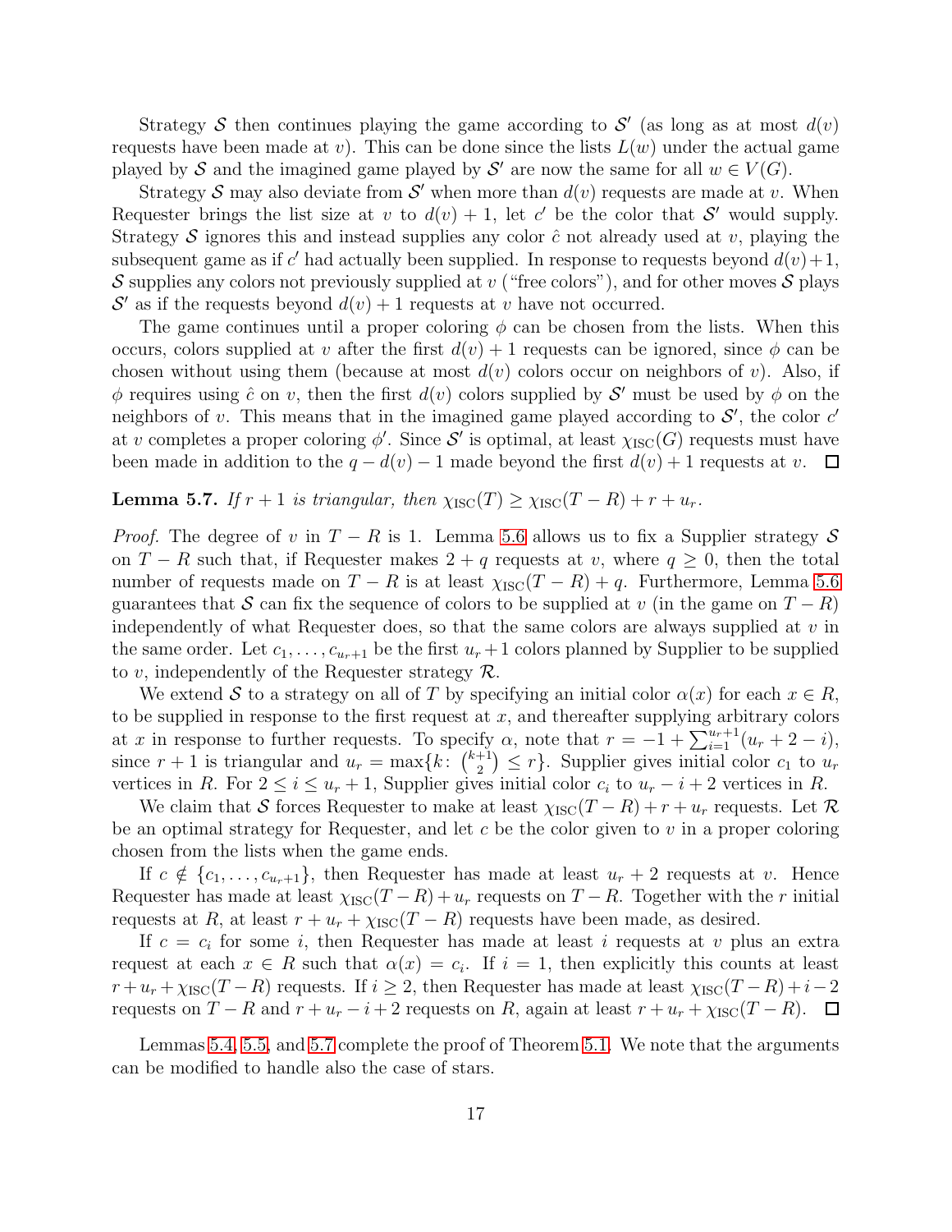Strategy $\mathcal{S}$ then continues playing the game according to $\mathcal{S}'$ (as long as at most $d(v)$ requests have been made at $v$). This can be done since the lists $L(w)$ under the actual game played by $\mathcal{S}$ and the imagined game played by $\mathcal{S}'$ are now the same for all $w \in V(G)$.

Strategy $\mathcal{S}$ may also deviate from $\mathcal{S}'$ when more than $d(v)$ requests are made at $v$. When Requester brings the list size at $v$ to $d(v) + 1$, let $c'$ be the color that $\mathcal{S}'$ would supply. Strategy $\mathcal{S}$ ignores this and instead supplies any color $\hat{c}$ not already used at $v$, playing the subsequent game as if $c'$ had actually been supplied. In response to requests beyond $d(v)+1$, $\mathcal{S}$ supplies any colors not previously supplied at $v$ ("free colors"), and for other moves $\mathcal{S}$ plays $\mathcal{S}'$ as if the requests beyond $d(v) + 1$ requests at $v$ have not occurred.

The game continues until a proper coloring $\phi$ can be chosen from the lists. When this occurs, colors supplied at $v$ after the first $d(v) + 1$ requests can be ignored, since $\phi$ can be chosen without using them (because at most $d(v)$ colors occur on neighbors of $v$). Also, if $\phi$ requires using $\hat{c}$ on $v$, then the first $d(v)$ colors supplied by $\mathcal{S}'$ must be used by $\phi$ on the neighbors of $v$. This means that in the imagined game played according to $\mathcal{S}'$, the color $c'$ at $v$ completes a proper coloring $\phi'$. Since $\mathcal{S}'$ is optimal, at least $\chi_{\text{ISC}}(G)$ requests must have been made in addition to the $q - d(v) - 1$ made beyond the first $d(v) + 1$ requests at $v$. $\square$

**Lemma 5.7.** *If $r + 1$ is triangular, then $\chi_{\text{ISC}}(T) \geq \chi_{\text{ISC}}(T - R) + r + u_r$.*

*Proof.* The degree of $v$ in $T - R$ is 1. Lemma 5.6 allows us to fix a Supplier strategy $\mathcal{S}$ on $T - R$ such that, if Requester makes $2 + q$ requests at $v$, where $q \geq 0$, then the total number of requests made on $T - R$ is at least $\chi_{\text{ISC}}(T - R) + q$. Furthermore, Lemma 5.6 guarantees that $\mathcal{S}$ can fix the sequence of colors to be supplied at $v$ (in the game on $T - R$) independently of what Requester does, so that the same colors are always supplied at $v$ in the same order. Let $c_1, \ldots, c_{u_r+1}$ be the first $u_r + 1$ colors planned by Supplier to be supplied to $v$, independently of the Requester strategy $\mathcal{R}$.

We extend $\mathcal{S}$ to a strategy on all of $T$ by specifying an initial color $\alpha(x)$ for each $x \in R$, to be supplied in response to the first request at $x$, and thereafter supplying arbitrary colors at $x$ in response to further requests. To specify $\alpha$, note that $r = -1 + \sum_{i=1}^{u_r+1}(u_r + 2 - i)$, since $r + 1$ is triangular and $u_r = \max\{k \colon \binom{k+1}{2} \leq r\}$. Supplier gives initial color $c_1$ to $u_r$ vertices in $R$. For $2 \leq i \leq u_r + 1$, Supplier gives initial color $c_i$ to $u_r - i + 2$ vertices in $R$.

We claim that $\mathcal{S}$ forces Requester to make at least $\chi_{\text{ISC}}(T - R) + r + u_r$ requests. Let $\mathcal{R}$ be an optimal strategy for Requester, and let $c$ be the color given to $v$ in a proper coloring chosen from the lists when the game ends.

If $c \notin \{c_1, \ldots, c_{u_r+1}\}$, then Requester has made at least $u_r + 2$ requests at $v$. Hence Requester has made at least $\chi_{\text{ISC}}(T - R) + u_r$ requests on $T - R$. Together with the $r$ initial requests at $R$, at least $r + u_r + \chi_{\text{ISC}}(T - R)$ requests have been made, as desired.

If $c = c_i$ for some $i$, then Requester has made at least $i$ requests at $v$ plus an extra request at each $x \in R$ such that $\alpha(x) = c_i$. If $i = 1$, then explicitly this counts at least $r + u_r + \chi_{\text{ISC}}(T - R)$ requests. If $i \geq 2$, then Requester has made at least $\chi_{\text{ISC}}(T - R) + i - 2$ requests on $T - R$ and $r + u_r - i + 2$ requests on $R$, again at least $r + u_r + \chi_{\text{ISC}}(T - R)$. $\square$

Lemmas 5.4, 5.5, and 5.7 complete the proof of Theorem 5.1. We note that the arguments can be modified to handle also the case of stars.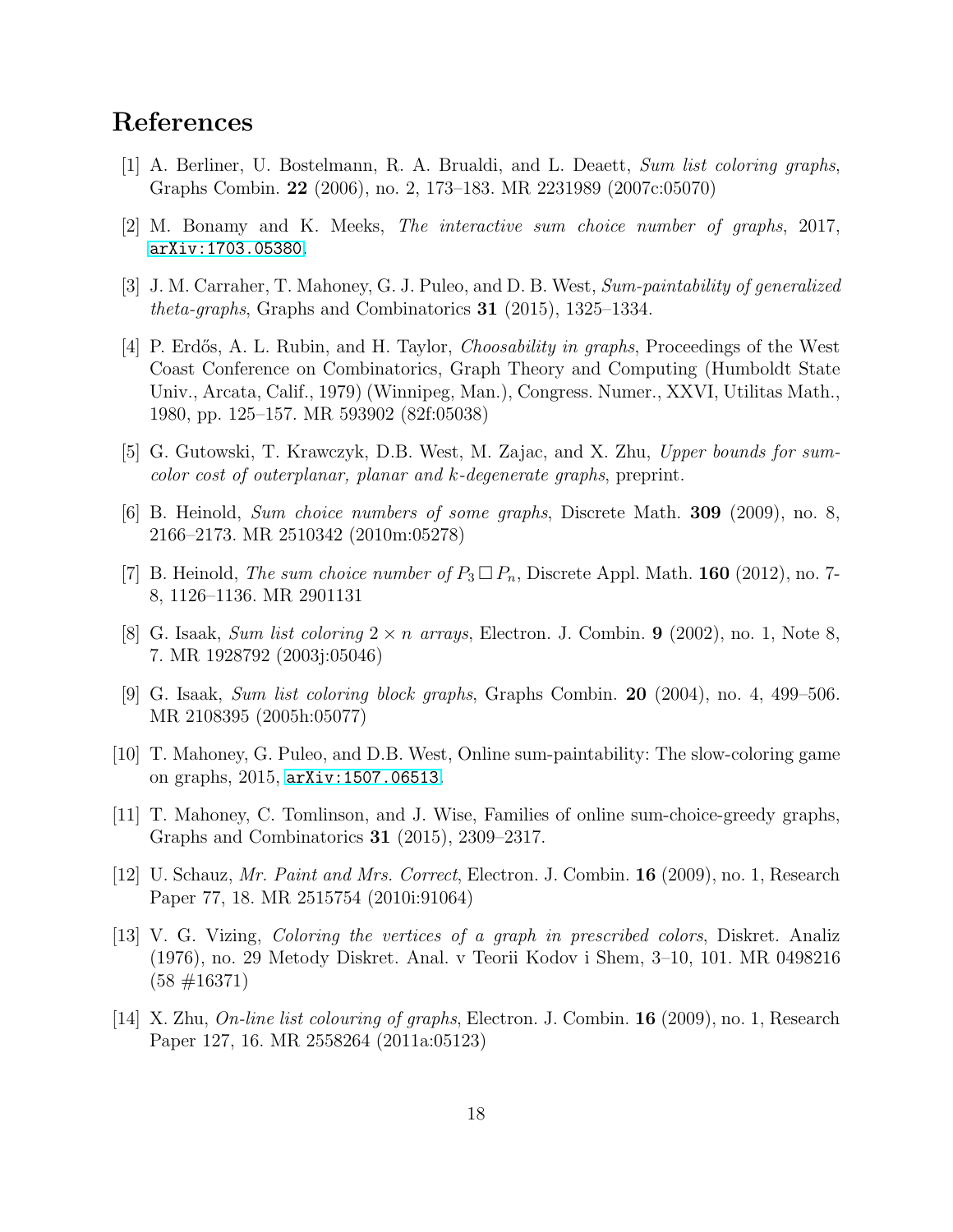## References

[1] A. Berliner, U. Bostelmann, R. A. Brualdi, and L. Deaett, *Sum list coloring graphs*, Graphs Combin. **22** (2006), no. 2, 173–183. MR 2231989 (2007c:05070)

[2] M. Bonamy and K. Meeks, *The interactive sum choice number of graphs*, 2017, arXiv:1703.05380.

[3] J. M. Carraher, T. Mahoney, G. J. Puleo, and D. B. West, *Sum-paintability of generalized theta-graphs*, Graphs and Combinatorics **31** (2015), 1325–1334.

[4] P. Erdős, A. L. Rubin, and H. Taylor, *Choosability in graphs*, Proceedings of the West Coast Conference on Combinatorics, Graph Theory and Computing (Humboldt State Univ., Arcata, Calif., 1979) (Winnipeg, Man.), Congress. Numer., XXVI, Utilitas Math., 1980, pp. 125–157. MR 593902 (82f:05038)

[5] G. Gutowski, T. Krawczyk, D.B. West, M. Zajac, and X. Zhu, *Upper bounds for sum-color cost of outerplanar, planar and k-degenerate graphs*, preprint.

[6] B. Heinold, *Sum choice numbers of some graphs*, Discrete Math. **309** (2009), no. 8, 2166–2173. MR 2510342 (2010m:05278)

[7] B. Heinold, *The sum choice number of $P_3 \,\square\, P_n$*, Discrete Appl. Math. **160** (2012), no. 7-8, 1126–1136. MR 2901131

[8] G. Isaak, *Sum list coloring $2 \times n$ arrays*, Electron. J. Combin. **9** (2002), no. 1, Note 8, 7. MR 1928792 (2003j:05046)

[9] G. Isaak, *Sum list coloring block graphs*, Graphs Combin. **20** (2004), no. 4, 499–506. MR 2108395 (2005h:05077)

[10] T. Mahoney, G. Puleo, and D.B. West, Online sum-paintability: The slow-coloring game on graphs, 2015, arXiv:1507.06513.

[11] T. Mahoney, C. Tomlinson, and J. Wise, Families of online sum-choice-greedy graphs, Graphs and Combinatorics **31** (2015), 2309–2317.

[12] U. Schauz, *Mr. Paint and Mrs. Correct*, Electron. J. Combin. **16** (2009), no. 1, Research Paper 77, 18. MR 2515754 (2010i:91064)

[13] V. G. Vizing, *Coloring the vertices of a graph in prescribed colors*, Diskret. Analiz (1976), no. 29 Metody Diskret. Anal. v Teorii Kodov i Shem, 3–10, 101. MR 0498216 (58 #16371)

[14] X. Zhu, *On-line list colouring of graphs*, Electron. J. Combin. **16** (2009), no. 1, Research Paper 127, 16. MR 2558264 (2011a:05123)